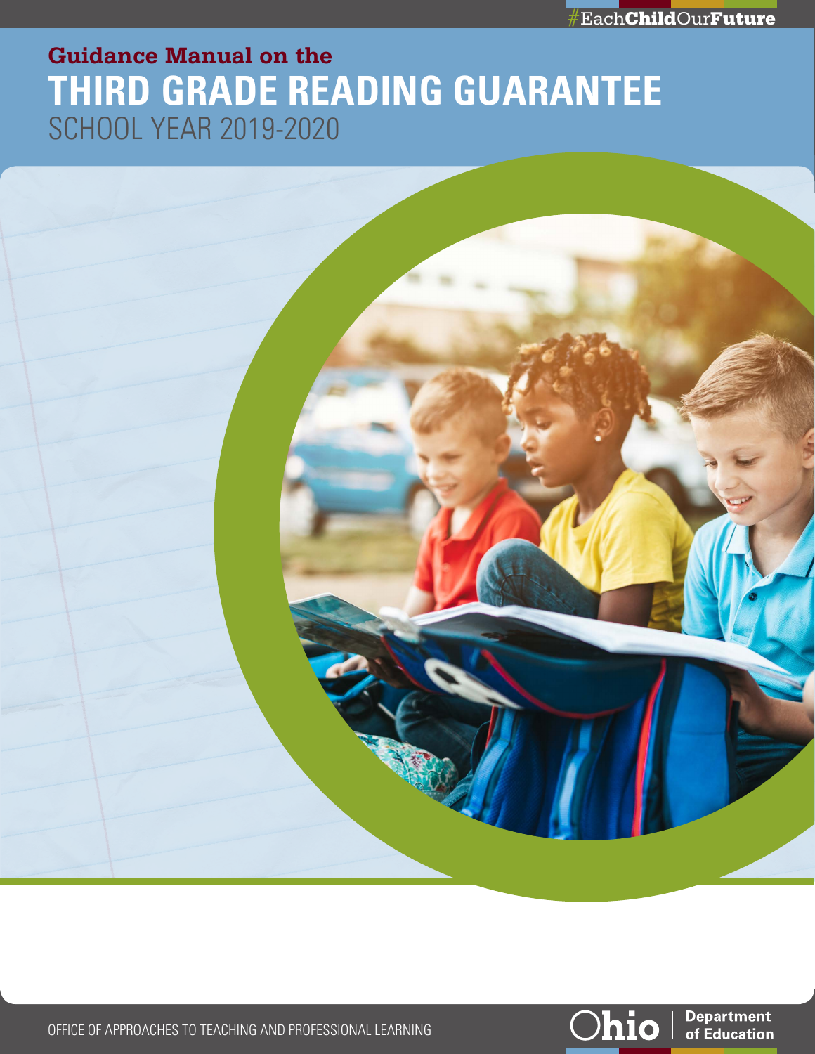#EachChildOurFuture

**Guidance Manual on the**

# THIRD GRADE READING GUARANTEE

SCHOOL YEAR 2019-2020

OFFICE OF APPROACHES TO TEACHING AND PROFESSIONAL LEARNING

Ohio | Department of Education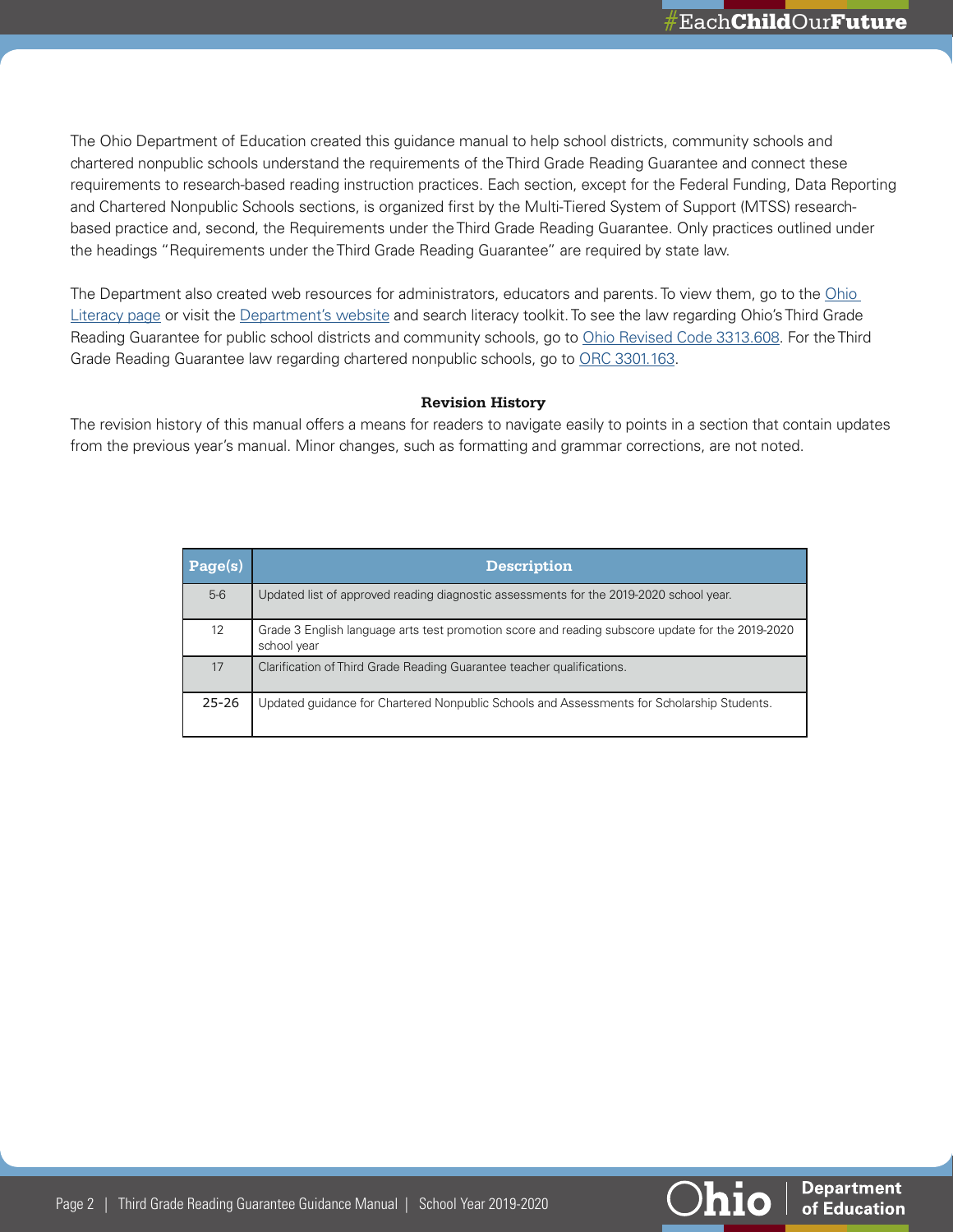The Ohio Department of Education created this guidance manual to help school districts, community schools and chartered nonpublic schools understand the requirements of the Third Grade Reading Guarantee and connect these requirements to research-based reading instruction practices. Each section, except for the Federal Funding, Data Reporting and Chartered Nonpublic Schools sections, is organized first by the Multi-Tiered System of Support (MTSS) research-based practice and, second, the Requirements under the Third Grade Reading Guarantee. Only practices outlined under the headings "Requirements under the Third Grade Reading Guarantee" are required by state law.

The Department also created web resources for administrators, educators and parents. To view them, go to the Ohio Literacy page or visit the Department's website and search literacy toolkit. To see the law regarding Ohio's Third Grade Reading Guarantee for public school districts and community schools, go to Ohio Revised Code 3313.608. For the Third Grade Reading Guarantee law regarding chartered nonpublic schools, go to ORC 3301.163.

**Revision History**

The revision history of this manual offers a means for readers to navigate easily to points in a section that contain updates from the previous year's manual. Minor changes, such as formatting and grammar corrections, are not noted.

| Page(s) | Description |
|---|---|
| 5-6 | Updated list of approved reading diagnostic assessments for the 2019-2020 school year. |
| 12 | Grade 3 English language arts test promotion score and reading subscore update for the 2019-2020 school year |
| 17 | Clarification of Third Grade Reading Guarantee teacher qualifications. |
| 25-26 | Updated guidance for Chartered Nonpublic Schools and Assessments for Scholarship Students. |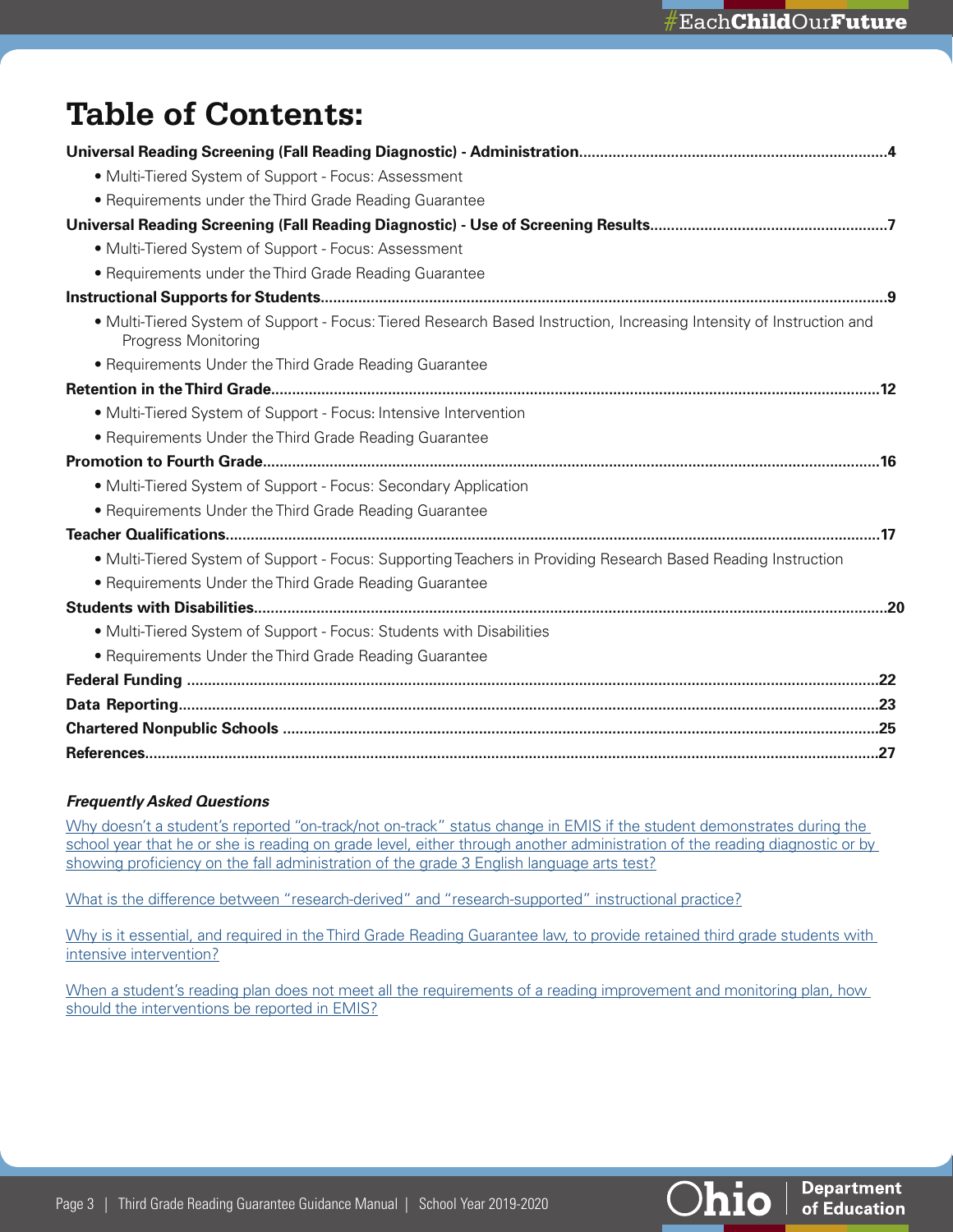# Table of Contents:

**Universal Reading Screening (Fall Reading Diagnostic) - Administration........................................................................4**

- Multi-Tiered System of Support - Focus: Assessment
- Requirements under the Third Grade Reading Guarantee

**Universal Reading Screening (Fall Reading Diagnostic) - Use of Screening Results........................................................7**

- Multi-Tiered System of Support - Focus: Assessment
- Requirements under the Third Grade Reading Guarantee

**Instructional Supports for Students.....................................................................................................................................9**

- Multi-Tiered System of Support - Focus: Tiered Research Based Instruction, Increasing Intensity of Instruction and Progress Monitoring
- Requirements Under the Third Grade Reading Guarantee

**Retention in the Third Grade...............................................................................................................................................12**

- Multi-Tiered System of Support - Focus: Intensive Intervention
- Requirements Under the Third Grade Reading Guarantee

**Promotion to Fourth Grade.................................................................................................................................................16**

- Multi-Tiered System of Support - Focus: Secondary Application
- Requirements Under the Third Grade Reading Guarantee

**Teacher Qualifications..........................................................................................................................................................17**

- Multi-Tiered System of Support - Focus: Supporting Teachers in Providing Research Based Reading Instruction
- Requirements Under the Third Grade Reading Guarantee

**Students with Disabilities....................................................................................................................................................20**

- Multi-Tiered System of Support - Focus: Students with Disabilities
- Requirements Under the Third Grade Reading Guarantee

**Federal Funding ..................................................................................................................................................................22**

**Data Reporting....................................................................................................................................................................23**

**Chartered Nonpublic Schools ............................................................................................................................................25**

**References............................................................................................................................................................................27**

***Frequently Asked Questions***

Why doesn't a student's reported "on-track/not on-track" status change in EMIS if the student demonstrates during the school year that he or she is reading on grade level, either through another administration of the reading diagnostic or by showing proficiency on the fall administration of the grade 3 English language arts test?

What is the difference between "research-derived" and "research-supported" instructional practice?

Why is it essential, and required in the Third Grade Reading Guarantee law, to provide retained third grade students with intensive intervention?

When a student's reading plan does not meet all the requirements of a reading improvement and monitoring plan, how should the interventions be reported in EMIS?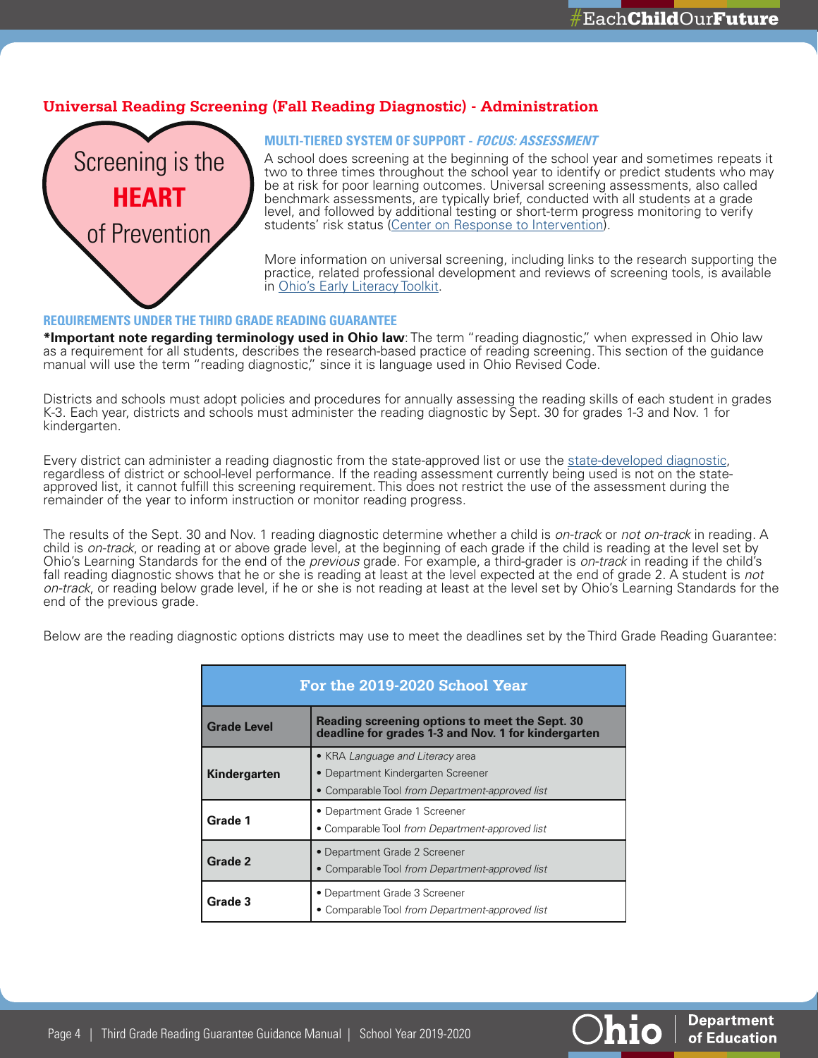## Universal Reading Screening (Fall Reading Diagnostic) - Administration

Screening is the **HEART** of Prevention

### MULTI-TIERED SYSTEM OF SUPPORT - *FOCUS: ASSESSMENT*

A school does screening at the beginning of the school year and sometimes repeats it two to three times throughout the school year to identify or predict students who may be at risk for poor learning outcomes. Universal screening assessments, also called benchmark assessments, are typically brief, conducted with all students at a grade level, and followed by additional testing or short-term progress monitoring to verify students' risk status (Center on Response to Intervention).

More information on universal screening, including links to the research supporting the practice, related professional development and reviews of screening tools, is available in Ohio's Early Literacy Toolkit.

### REQUIREMENTS UNDER THE THIRD GRADE READING GUARANTEE

***Important note regarding terminology used in Ohio law**: The term "reading diagnostic," when expressed in Ohio law as a requirement for all students, describes the research-based practice of reading screening. This section of the guidance manual will use the term "reading diagnostic," since it is language used in Ohio Revised Code.

Districts and schools must adopt policies and procedures for annually assessing the reading skills of each student in grades K-3. Each year, districts and schools must administer the reading diagnostic by Sept. 30 for grades 1-3 and Nov. 1 for kindergarten.

Every district can administer a reading diagnostic from the state-approved list or use the state-developed diagnostic, regardless of district or school-level performance. If the reading assessment currently being used is not on the state-approved list, it cannot fulfill this screening requirement. This does not restrict the use of the assessment during the remainder of the year to inform instruction or monitor reading progress.

The results of the Sept. 30 and Nov. 1 reading diagnostic determine whether a child is *on-track* or *not on-track* in reading. A child is *on-track*, or reading at or above grade level, at the beginning of each grade if the child is reading at the level set by Ohio's Learning Standards for the end of the *previous* grade. For example, a third-grader is *on-track* in reading if the child's fall reading diagnostic shows that he or she is reading at least at the level expected at the end of grade 2. A student is *not on-track*, or reading below grade level, if he or she is not reading at least at the level set by Ohio's Learning Standards for the end of the previous grade.

Below are the reading diagnostic options districts may use to meet the deadlines set by the Third Grade Reading Guarantee:

| For the 2019-2020 School Year | |
|---|---|
| **Grade Level** | **Reading screening options to meet the Sept. 30 deadline for grades 1-3 and Nov. 1 for kindergarten** |
| **Kindergarten** | • KRA *Language and Literacy* area<br>• Department Kindergarten Screener<br>• Comparable Tool *from Department-approved list* |
| **Grade 1** | • Department Grade 1 Screener<br>• Comparable Tool *from Department-approved list* |
| **Grade 2** | • Department Grade 2 Screener<br>• Comparable Tool *from Department-approved list* |
| **Grade 3** | • Department Grade 3 Screener<br>• Comparable Tool *from Department-approved list* |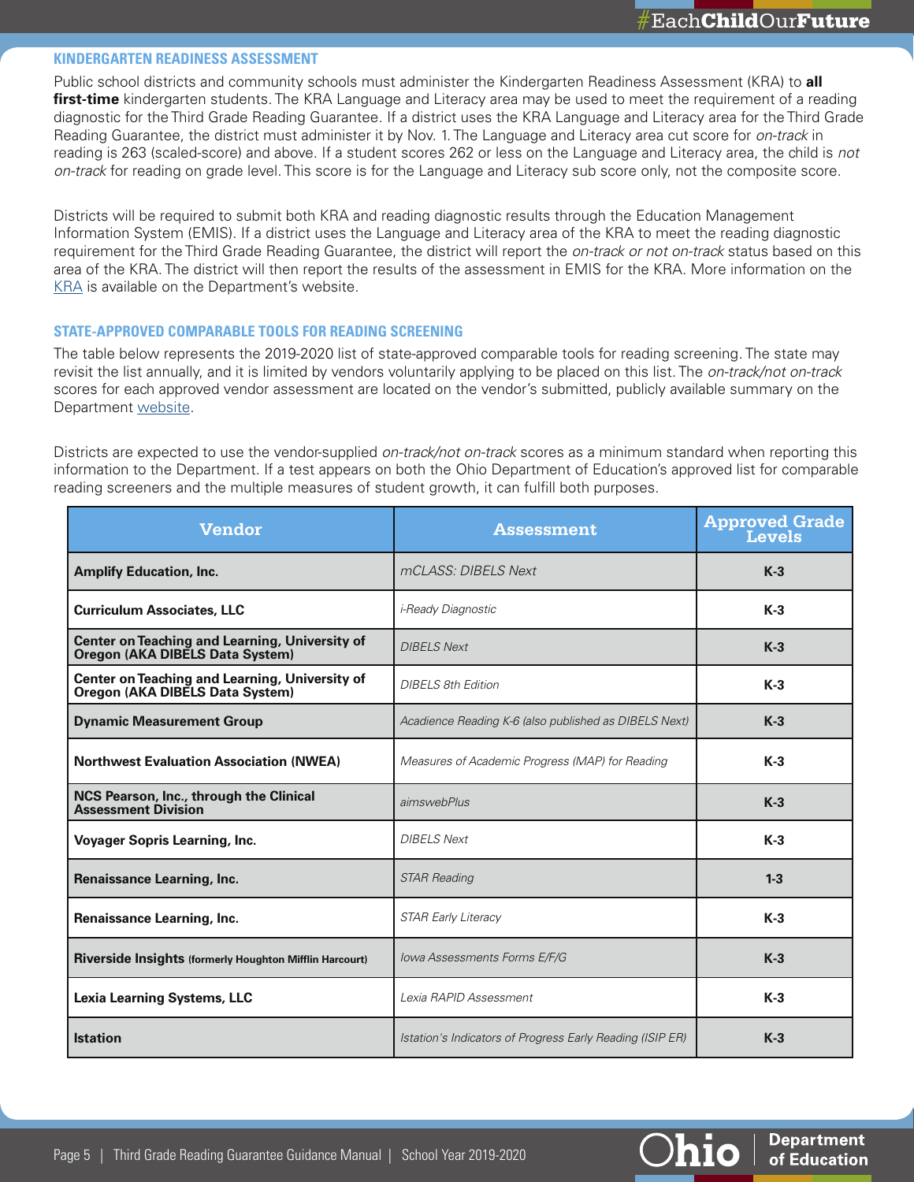## KINDERGARTEN READINESS ASSESSMENT

Public school districts and community schools must administer the Kindergarten Readiness Assessment (KRA) to **all first-time** kindergarten students. The KRA Language and Literacy area may be used to meet the requirement of a reading diagnostic for the Third Grade Reading Guarantee. If a district uses the KRA Language and Literacy area for the Third Grade Reading Guarantee, the district must administer it by Nov. 1. The Language and Literacy area cut score for *on-track* in reading is 263 (scaled-score) and above. If a student scores 262 or less on the Language and Literacy area, the child is *not on-track* for reading on grade level. This score is for the Language and Literacy sub score only, not the composite score.

Districts will be required to submit both KRA and reading diagnostic results through the Education Management Information System (EMIS). If a district uses the Language and Literacy area of the KRA to meet the reading diagnostic requirement for the Third Grade Reading Guarantee, the district will report the *on-track or not on-track* status based on this area of the KRA. The district will then report the results of the assessment in EMIS for the KRA. More information on the KRA is available on the Department's website.

## STATE-APPROVED COMPARABLE TOOLS FOR READING SCREENING

The table below represents the 2019-2020 list of state-approved comparable tools for reading screening. The state may revisit the list annually, and it is limited by vendors voluntarily applying to be placed on this list. The *on-track/not on-track* scores for each approved vendor assessment are located on the vendor's submitted, publicly available summary on the Department website.

Districts are expected to use the vendor-supplied *on-track/not on-track* scores as a minimum standard when reporting this information to the Department. If a test appears on both the Ohio Department of Education's approved list for comparable reading screeners and the multiple measures of student growth, it can fulfill both purposes.

| Vendor | Assessment | Approved Grade Levels |
|---|---|---|
| **Amplify Education, Inc.** | *mCLASS: DIBELS Next* | **K-3** |
| **Curriculum Associates, LLC** | *i-Ready Diagnostic* | **K-3** |
| **Center on Teaching and Learning, University of Oregon (AKA DIBELS Data System)** | *DIBELS Next* | **K-3** |
| **Center on Teaching and Learning, University of Oregon (AKA DIBELS Data System)** | *DIBELS 8th Edition* | **K-3** |
| **Dynamic Measurement Group** | *Acadience Reading K-6 (also published as DIBELS Next)* | **K-3** |
| **Northwest Evaluation Association (NWEA)** | *Measures of Academic Progress (MAP) for Reading* | **K-3** |
| **NCS Pearson, Inc., through the Clinical Assessment Division** | *aimswebPlus* | **K-3** |
| **Voyager Sopris Learning, Inc.** | *DIBELS Next* | **K-3** |
| **Renaissance Learning, Inc.** | *STAR Reading* | **1-3** |
| **Renaissance Learning, Inc.** | *STAR Early Literacy* | **K-3** |
| **Riverside Insights (formerly Houghton Mifflin Harcourt)** | *Iowa Assessments Forms E/F/G* | **K-3** |
| **Lexia Learning Systems, LLC** | *Lexia RAPID Assessment* | **K-3** |
| **Istation** | *Istation's Indicators of Progress Early Reading (ISIP ER)* | **K-3** |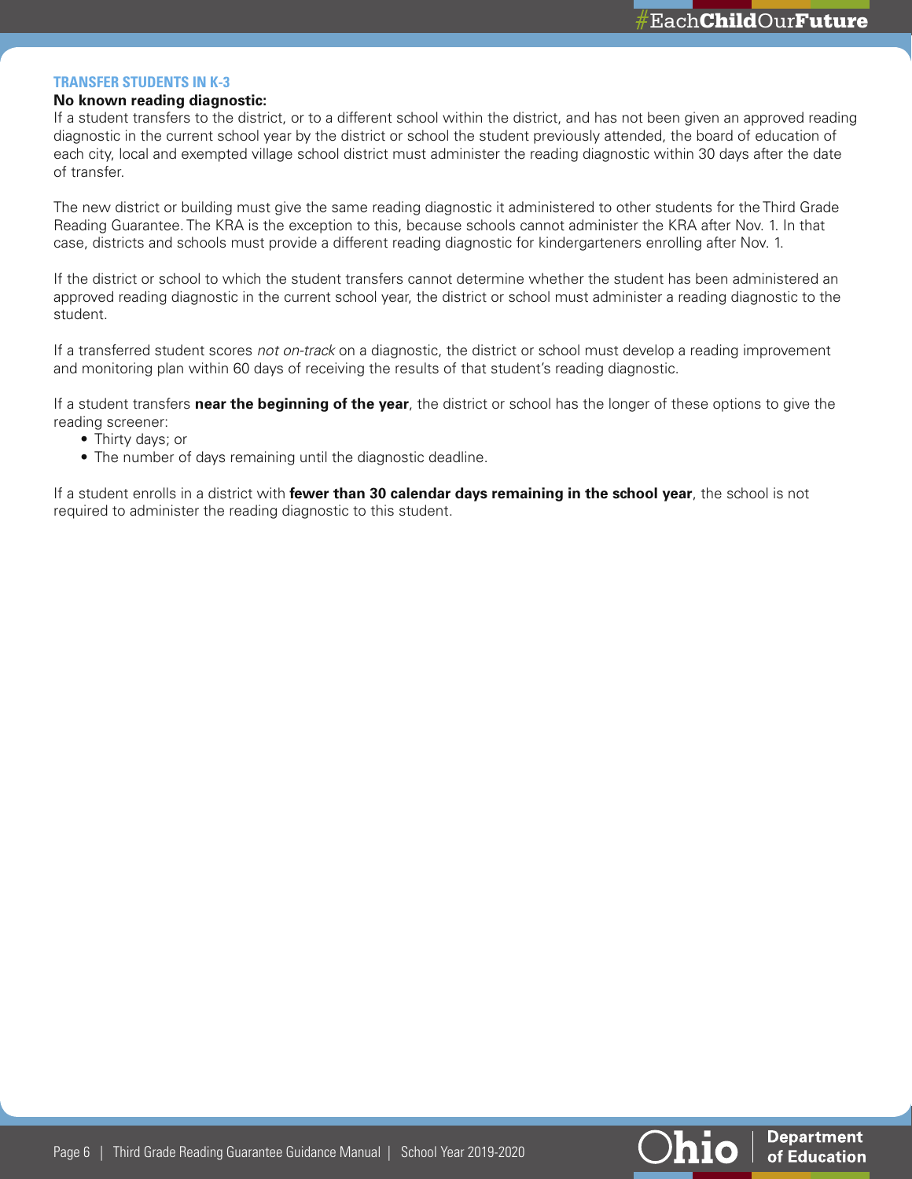## TRANSFER STUDENTS IN K-3

**No known reading diagnostic:**

If a student transfers to the district, or to a different school within the district, and has not been given an approved reading diagnostic in the current school year by the district or school the student previously attended, the board of education of each city, local and exempted village school district must administer the reading diagnostic within 30 days after the date of transfer.

The new district or building must give the same reading diagnostic it administered to other students for the Third Grade Reading Guarantee. The KRA is the exception to this, because schools cannot administer the KRA after Nov. 1. In that case, districts and schools must provide a different reading diagnostic for kindergarteners enrolling after Nov. 1.

If the district or school to which the student transfers cannot determine whether the student has been administered an approved reading diagnostic in the current school year, the district or school must administer a reading diagnostic to the student.

If a transferred student scores *not on-track* on a diagnostic, the district or school must develop a reading improvement and monitoring plan within 60 days of receiving the results of that student's reading diagnostic.

If a student transfers **near the beginning of the year**, the district or school has the longer of these options to give the reading screener:

- Thirty days; or
- The number of days remaining until the diagnostic deadline.

If a student enrolls in a district with **fewer than 30 calendar days remaining in the school year**, the school is not required to administer the reading diagnostic to this student.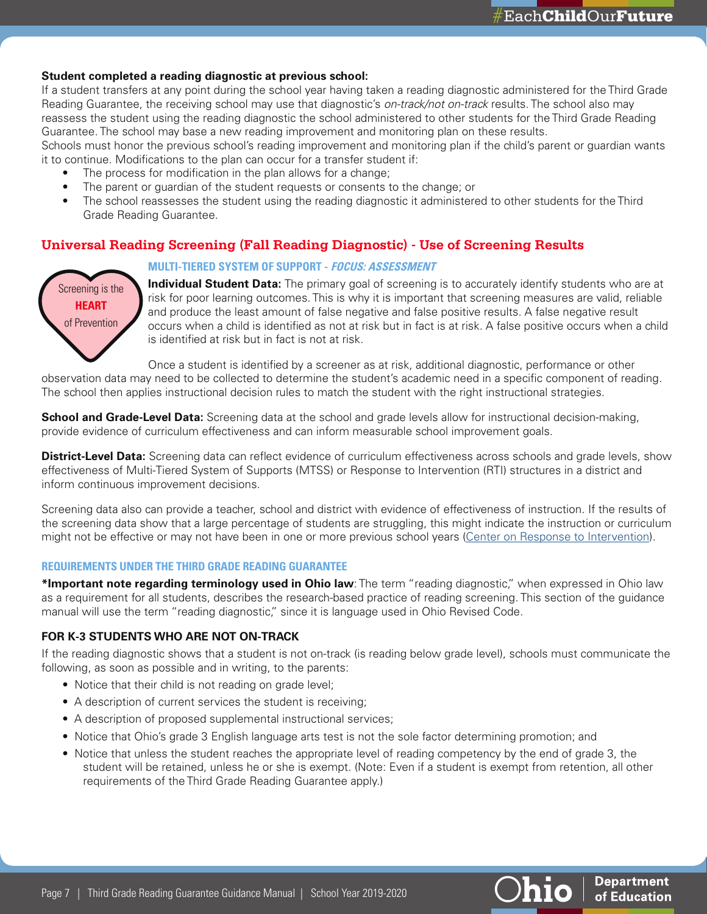**Student completed a reading diagnostic at previous school:**
If a student transfers at any point during the school year having taken a reading diagnostic administered for the Third Grade Reading Guarantee, the receiving school may use that diagnostic's *on-track/not on-track* results. The school also may reassess the student using the reading diagnostic the school administered to other students for the Third Grade Reading Guarantee. The school may base a new reading improvement and monitoring plan on these results.
Schools must honor the previous school's reading improvement and monitoring plan if the child's parent or guardian wants it to continue. Modifications to the plan can occur for a transfer student if:

- The process for modification in the plan allows for a change;
- The parent or guardian of the student requests or consents to the change; or
- The school reassesses the student using the reading diagnostic it administered to other students for the Third Grade Reading Guarantee.

## Universal Reading Screening (Fall Reading Diagnostic) - Use of Screening Results

Screening is the **HEART** of Prevention

### MULTI-TIERED SYSTEM OF SUPPORT - *FOCUS: ASSESSMENT*

**Individual Student Data:** The primary goal of screening is to accurately identify students who are at risk for poor learning outcomes. This is why it is important that screening measures are valid, reliable and produce the least amount of false negative and false positive results. A false negative result occurs when a child is identified as not at risk but in fact is at risk. A false positive occurs when a child is identified at risk but in fact is not at risk.

Once a student is identified by a screener as at risk, additional diagnostic, performance or other observation data may need to be collected to determine the student's academic need in a specific component of reading. The school then applies instructional decision rules to match the student with the right instructional strategies.

**School and Grade-Level Data:** Screening data at the school and grade levels allow for instructional decision-making, provide evidence of curriculum effectiveness and can inform measurable school improvement goals.

**District-Level Data:** Screening data can reflect evidence of curriculum effectiveness across schools and grade levels, show effectiveness of Multi-Tiered System of Supports (MTSS) or Response to Intervention (RTI) structures in a district and inform continuous improvement decisions.

Screening data also can provide a teacher, school and district with evidence of effectiveness of instruction. If the results of the screening data show that a large percentage of students are struggling, this might indicate the instruction or curriculum might not be effective or may not have been in one or more previous school years (Center on Response to Intervention).

### REQUIREMENTS UNDER THE THIRD GRADE READING GUARANTEE

**\*Important note regarding terminology used in Ohio law**: The term "reading diagnostic," when expressed in Ohio law as a requirement for all students, describes the research-based practice of reading screening. This section of the guidance manual will use the term "reading diagnostic," since it is language used in Ohio Revised Code.

### FOR K-3 STUDENTS WHO ARE NOT ON-TRACK

If the reading diagnostic shows that a student is not on-track (is reading below grade level), schools must communicate the following, as soon as possible and in writing, to the parents:

- Notice that their child is not reading on grade level;
- A description of current services the student is receiving;
- A description of proposed supplemental instructional services;
- Notice that Ohio's grade 3 English language arts test is not the sole factor determining promotion; and
- Notice that unless the student reaches the appropriate level of reading competency by the end of grade 3, the student will be retained, unless he or she is exempt. (Note: Even if a student is exempt from retention, all other requirements of the Third Grade Reading Guarantee apply.)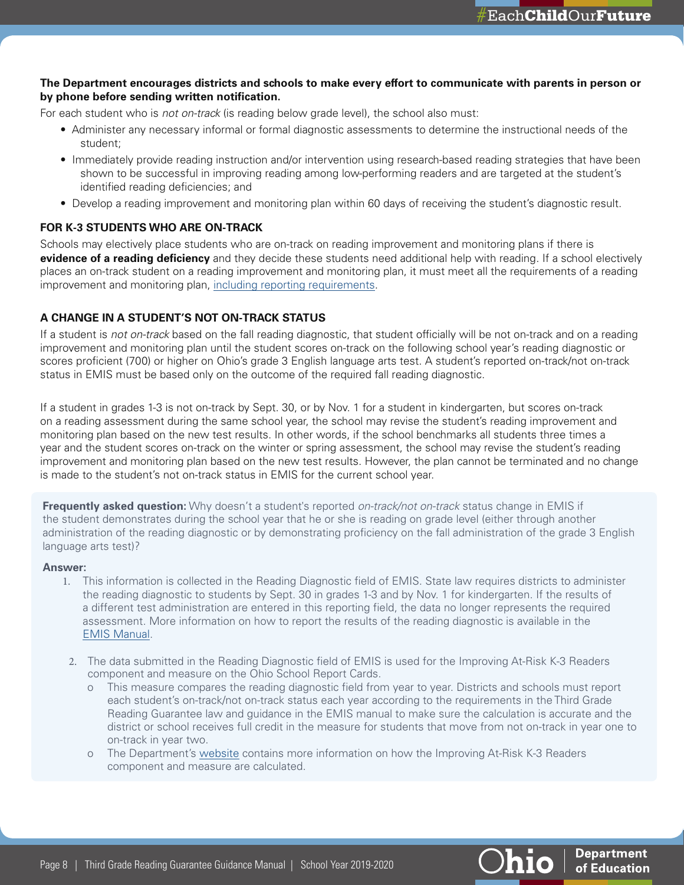**The Department encourages districts and schools to make every effort to communicate with parents in person or by phone before sending written notification.**

For each student who is *not on-track* (is reading below grade level), the school also must:

- Administer any necessary informal or formal diagnostic assessments to determine the instructional needs of the student;
- Immediately provide reading instruction and/or intervention using research-based reading strategies that have been shown to be successful in improving reading among low-performing readers and are targeted at the student's identified reading deficiencies; and
- Develop a reading improvement and monitoring plan within 60 days of receiving the student's diagnostic result.

### FOR K-3 STUDENTS WHO ARE ON-TRACK

Schools may electively place students who are on-track on reading improvement and monitoring plans if there is **evidence of a reading deficiency** and they decide these students need additional help with reading. If a school electively places an on-track student on a reading improvement and monitoring plan, it must meet all the requirements of a reading improvement and monitoring plan, including reporting requirements.

### A CHANGE IN A STUDENT'S NOT ON-TRACK STATUS

If a student is *not on-track* based on the fall reading diagnostic, that student officially will be not on-track and on a reading improvement and monitoring plan until the student scores on-track on the following school year's reading diagnostic or scores proficient (700) or higher on Ohio's grade 3 English language arts test. A student's reported on-track/not on-track status in EMIS must be based only on the outcome of the required fall reading diagnostic.

If a student in grades 1-3 is not on-track by Sept. 30, or by Nov. 1 for a student in kindergarten, but scores on-track on a reading assessment during the same school year, the school may revise the student's reading improvement and monitoring plan based on the new test results. In other words, if the school benchmarks all students three times a year and the student scores on-track on the winter or spring assessment, the school may revise the student's reading improvement and monitoring plan based on the new test results. However, the plan cannot be terminated and no change is made to the student's not on-track status in EMIS for the current school year.

**Frequently asked question:** Why doesn't a student's reported *on-track/not on-track* status change in EMIS if the student demonstrates during the school year that he or she is reading on grade level (either through another administration of the reading diagnostic or by demonstrating proficiency on the fall administration of the grade 3 English language arts test)?

**Answer:**

1. This information is collected in the Reading Diagnostic field of EMIS. State law requires districts to administer the reading diagnostic to students by Sept. 30 in grades 1-3 and by Nov. 1 for kindergarten. If the results of a different test administration are entered in this reporting field, the data no longer represents the required assessment. More information on how to report the results of the reading diagnostic is available in the EMIS Manual.
2. The data submitted in the Reading Diagnostic field of EMIS is used for the Improving At-Risk K-3 Readers component and measure on the Ohio School Report Cards.
   - This measure compares the reading diagnostic field from year to year. Districts and schools must report each student's on-track/not on-track status each year according to the requirements in the Third Grade Reading Guarantee law and guidance in the EMIS manual to make sure the calculation is accurate and the district or school receives full credit in the measure for students that move from not on-track in year one to on-track in year two.
   - The Department's website contains more information on how the Improving At-Risk K-3 Readers component and measure are calculated.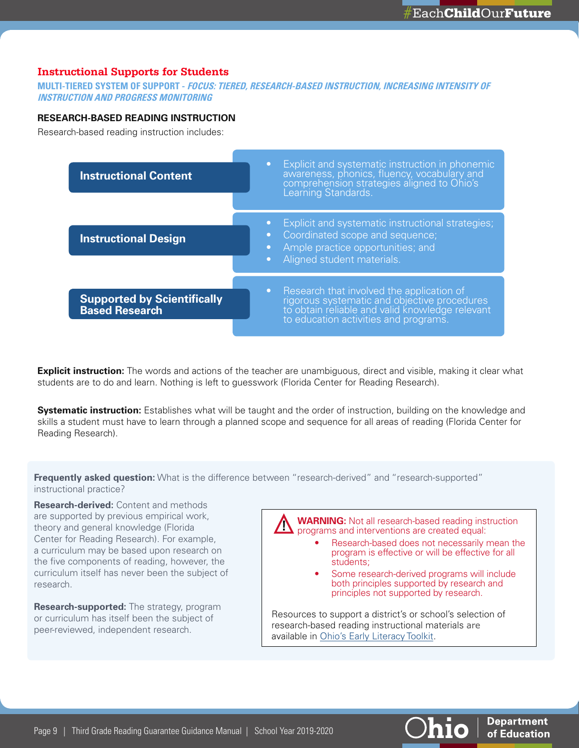## Instructional Supports for Students

**MULTI-TIERED SYSTEM OF SUPPORT - *FOCUS: TIERED, RESEARCH-BASED INSTRUCTION, INCREASING INTENSITY OF INSTRUCTION AND PROGRESS MONITORING***

### RESEARCH-BASED READING INSTRUCTION

Research-based reading instruction includes:

| | |
|---|---|
| **Instructional Content** | • Explicit and systematic instruction in phonemic awareness, phonics, fluency, vocabulary and comprehension strategies aligned to Ohio's Learning Standards. |
| **Instructional Design** | • Explicit and systematic instructional strategies;<br>• Coordinated scope and sequence;<br>• Ample practice opportunities; and<br>• Aligned student materials. |
| **Supported by Scientifically Based Research** | • Research that involved the application of rigorous systematic and objective procedures to obtain reliable and valid knowledge relevant to education activities and programs. |

**Explicit instruction:** The words and actions of the teacher are unambiguous, direct and visible, making it clear what students are to do and learn. Nothing is left to guesswork (Florida Center for Reading Research).

**Systematic instruction:** Establishes what will be taught and the order of instruction, building on the knowledge and skills a student must have to learn through a planned scope and sequence for all areas of reading (Florida Center for Reading Research).

**Frequently asked question:** What is the difference between "research-derived" and "research-supported" instructional practice?

**Research-derived:** Content and methods are supported by previous empirical work, theory and general knowledge (Florida Center for Reading Research). For example, a curriculum may be based upon research on the five components of reading, however, the curriculum itself has never been the subject of research.

**Research-supported:** The strategy, program or curriculum has itself been the subject of peer-reviewed, independent research.

**WARNING:** Not all research-based reading instruction programs and interventions are created equal:

- Research-based does not necessarily mean the program is effective or will be effective for all students;
- Some research-derived programs will include both principles supported by research and principles not supported by research.

Resources to support a district's or school's selection of research-based reading instructional materials are available in Ohio's Early Literacy Toolkit.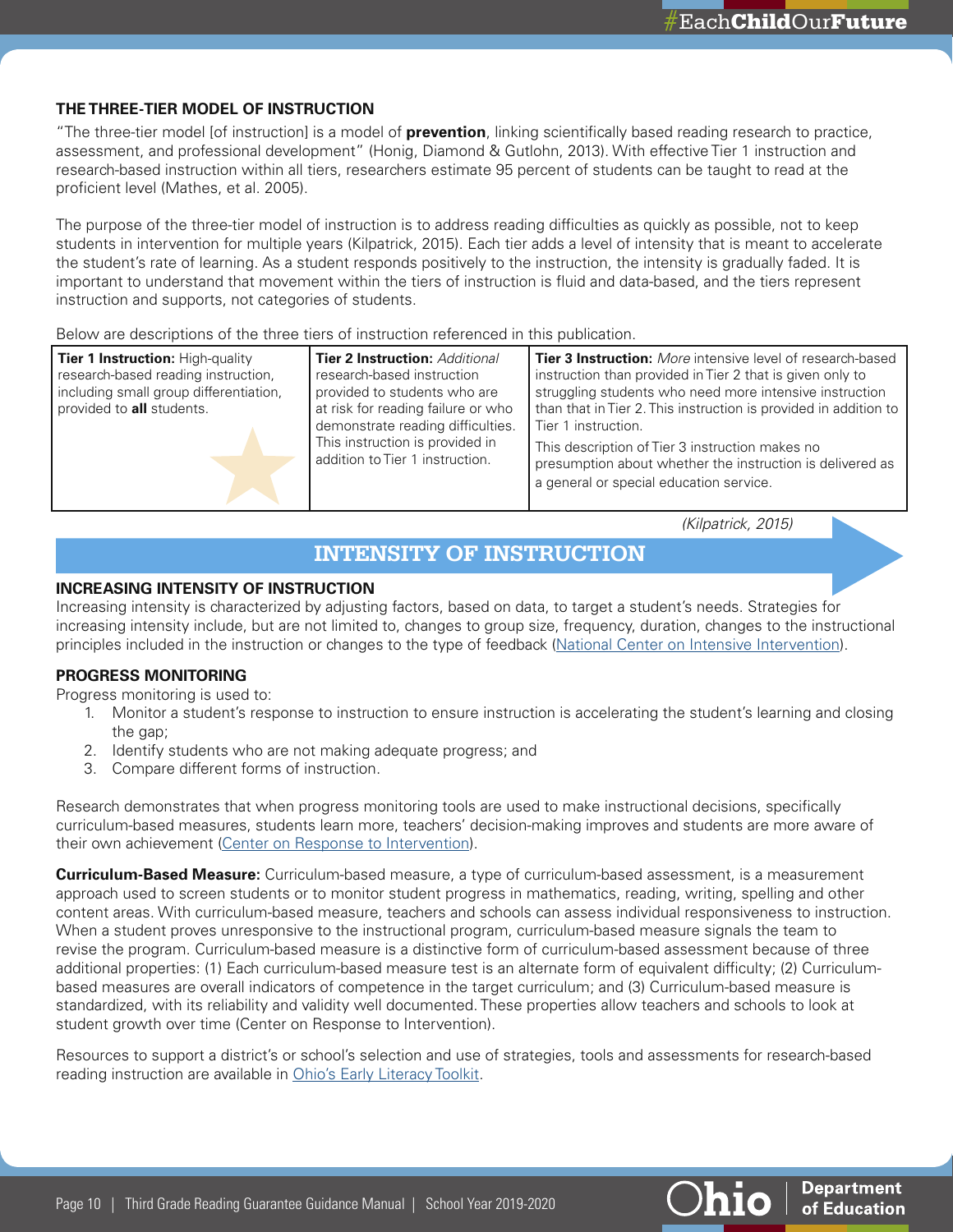### THE THREE-TIER MODEL OF INSTRUCTION

"The three-tier model [of instruction] is a model of **prevention**, linking scientifically based reading research to practice, assessment, and professional development" (Honig, Diamond & Gutlohn, 2013). With effective Tier 1 instruction and research-based instruction within all tiers, researchers estimate 95 percent of students can be taught to read at the proficient level (Mathes, et al. 2005).

The purpose of the three-tier model of instruction is to address reading difficulties as quickly as possible, not to keep students in intervention for multiple years (Kilpatrick, 2015). Each tier adds a level of intensity that is meant to accelerate the student's rate of learning. As a student responds positively to the instruction, the intensity is gradually faded. It is important to understand that movement within the tiers of instruction is fluid and data-based, and the tiers represent instruction and supports, not categories of students.

Below are descriptions of the three tiers of instruction referenced in this publication.

| **Tier 1 Instruction:** High-quality research-based reading instruction, including small group differentiation, provided to **all** students. | **Tier 2 Instruction:** *Additional* research-based instruction provided to students who are at risk for reading failure or who demonstrate reading difficulties. This instruction is provided in addition to Tier 1 instruction. | **Tier 3 Instruction:** *More* intensive level of research-based instruction than provided in Tier 2 that is given only to struggling students who need more intensive instruction than that in Tier 2. This instruction is provided in addition to Tier 1 instruction. This description of Tier 3 instruction makes no presumption about whether the instruction is delivered as a general or special education service. |
|---|---|---|

*(Kilpatrick, 2015)*

## INTENSITY OF INSTRUCTION

### INCREASING INTENSITY OF INSTRUCTION

Increasing intensity is characterized by adjusting factors, based on data, to target a student's needs. Strategies for increasing intensity include, but are not limited to, changes to group size, frequency, duration, changes to the instructional principles included in the instruction or changes to the type of feedback (National Center on Intensive Intervention).

### PROGRESS MONITORING

Progress monitoring is used to:

1. Monitor a student's response to instruction to ensure instruction is accelerating the student's learning and closing the gap;
2. Identify students who are not making adequate progress; and
3. Compare different forms of instruction.

Research demonstrates that when progress monitoring tools are used to make instructional decisions, specifically curriculum-based measures, students learn more, teachers' decision-making improves and students are more aware of their own achievement (Center on Response to Intervention).

**Curriculum-Based Measure:** Curriculum-based measure, a type of curriculum-based assessment, is a measurement approach used to screen students or to monitor student progress in mathematics, reading, writing, spelling and other content areas. With curriculum-based measure, teachers and schools can assess individual responsiveness to instruction. When a student proves unresponsive to the instructional program, curriculum-based measure signals the team to revise the program. Curriculum-based measure is a distinctive form of curriculum-based assessment because of three additional properties: (1) Each curriculum-based measure test is an alternate form of equivalent difficulty; (2) Curriculum-based measures are overall indicators of competence in the target curriculum; and (3) Curriculum-based measure is standardized, with its reliability and validity well documented. These properties allow teachers and schools to look at student growth over time (Center on Response to Intervention).

Resources to support a district's or school's selection and use of strategies, tools and assessments for research-based reading instruction are available in Ohio's Early Literacy Toolkit.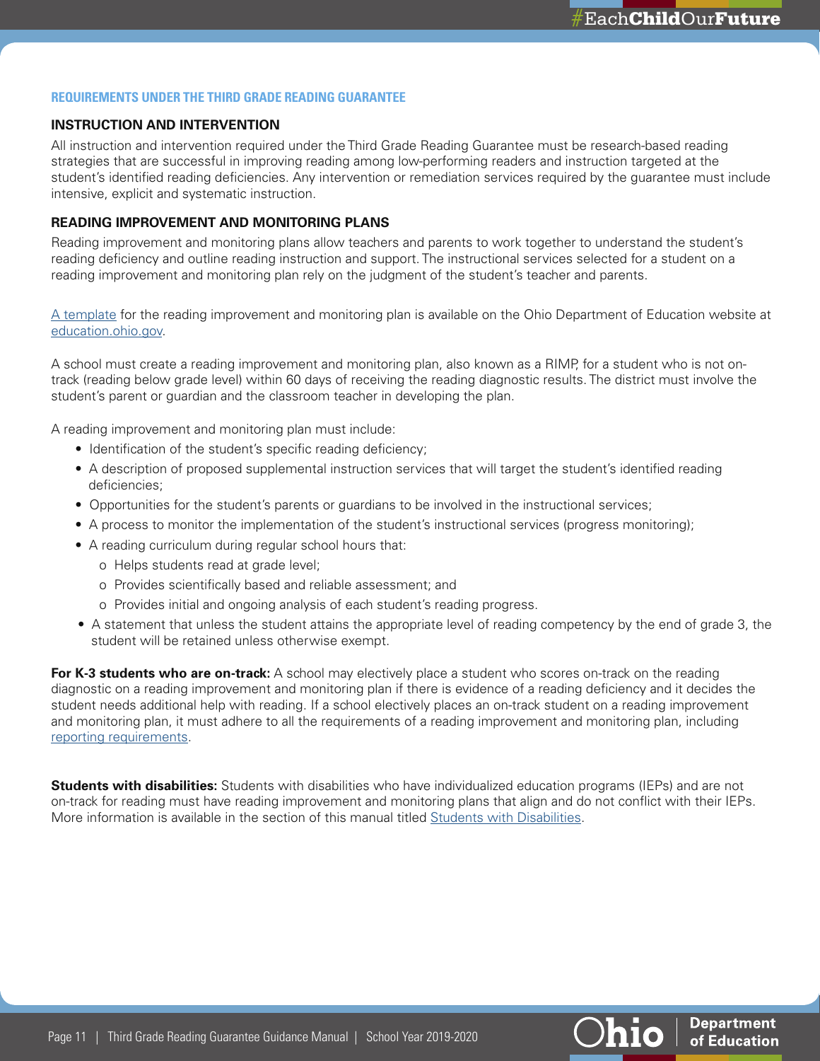## REQUIREMENTS UNDER THE THIRD GRADE READING GUARANTEE

### INSTRUCTION AND INTERVENTION

All instruction and intervention required under the Third Grade Reading Guarantee must be research-based reading strategies that are successful in improving reading among low-performing readers and instruction targeted at the student's identified reading deficiencies. Any intervention or remediation services required by the guarantee must include intensive, explicit and systematic instruction.

### READING IMPROVEMENT AND MONITORING PLANS

Reading improvement and monitoring plans allow teachers and parents to work together to understand the student's reading deficiency and outline reading instruction and support. The instructional services selected for a student on a reading improvement and monitoring plan rely on the judgment of the student's teacher and parents.

A template for the reading improvement and monitoring plan is available on the Ohio Department of Education website at education.ohio.gov.

A school must create a reading improvement and monitoring plan, also known as a RIMP, for a student who is not on-track (reading below grade level) within 60 days of receiving the reading diagnostic results. The district must involve the student's parent or guardian and the classroom teacher in developing the plan.

A reading improvement and monitoring plan must include:

- Identification of the student's specific reading deficiency;
- A description of proposed supplemental instruction services that will target the student's identified reading deficiencies;
- Opportunities for the student's parents or guardians to be involved in the instructional services;
- A process to monitor the implementation of the student's instructional services (progress monitoring);
- A reading curriculum during regular school hours that:
  - Helps students read at grade level;
  - Provides scientifically based and reliable assessment; and
  - Provides initial and ongoing analysis of each student's reading progress.
- A statement that unless the student attains the appropriate level of reading competency by the end of grade 3, the student will be retained unless otherwise exempt.

**For K-3 students who are on-track:** A school may electively place a student who scores on-track on the reading diagnostic on a reading improvement and monitoring plan if there is evidence of a reading deficiency and it decides the student needs additional help with reading. If a school electively places an on-track student on a reading improvement and monitoring plan, it must adhere to all the requirements of a reading improvement and monitoring plan, including reporting requirements.

**Students with disabilities:** Students with disabilities who have individualized education programs (IEPs) and are not on-track for reading must have reading improvement and monitoring plans that align and do not conflict with their IEPs. More information is available in the section of this manual titled Students with Disabilities.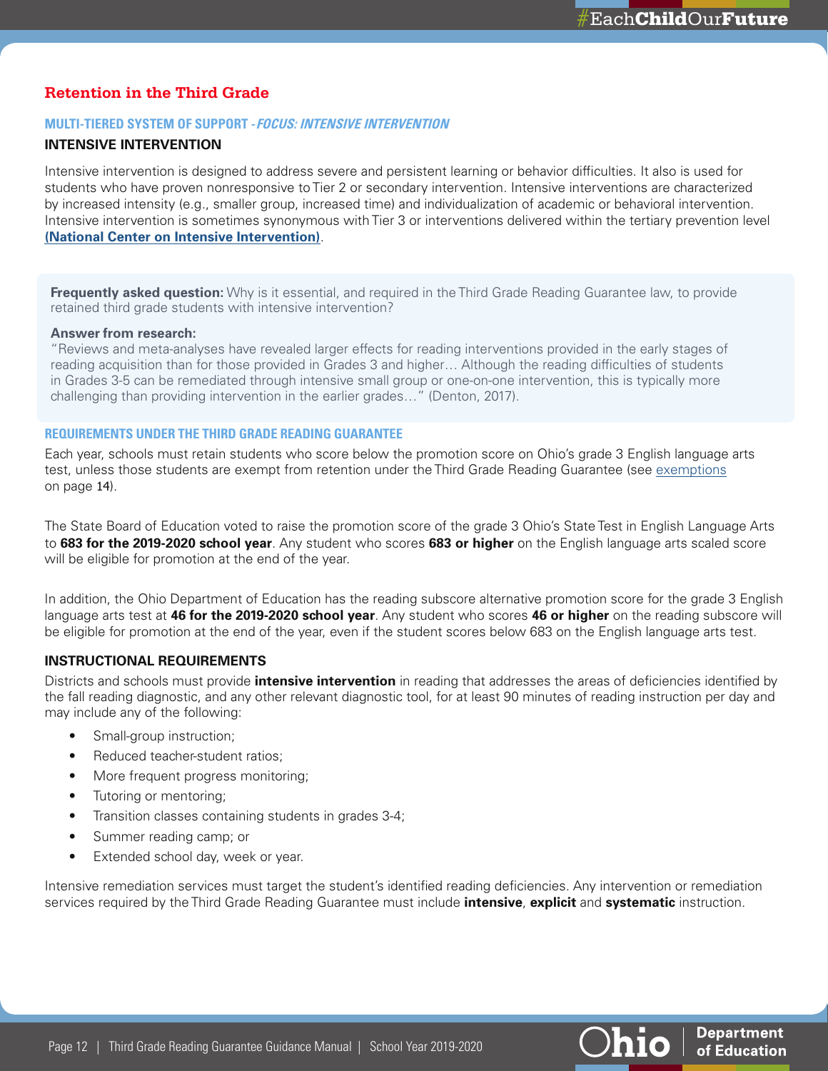## Retention in the Third Grade

### MULTI-TIERED SYSTEM OF SUPPORT - *FOCUS: INTENSIVE INTERVENTION*

#### INTENSIVE INTERVENTION

Intensive intervention is designed to address severe and persistent learning or behavior difficulties. It also is used for students who have proven nonresponsive to Tier 2 or secondary intervention. Intensive interventions are characterized by increased intensity (e.g., smaller group, increased time) and individualization of academic or behavioral intervention. Intensive intervention is sometimes synonymous with Tier 3 or interventions delivered within the tertiary prevention level **(National Center on Intensive Intervention)**.

**Frequently asked question:** Why is it essential, and required in the Third Grade Reading Guarantee law, to provide retained third grade students with intensive intervention?

**Answer from research:**
"Reviews and meta-analyses have revealed larger effects for reading interventions provided in the early stages of reading acquisition than for those provided in Grades 3 and higher… Although the reading difficulties of students in Grades 3-5 can be remediated through intensive small group or one-on-one intervention, this is typically more challenging than providing intervention in the earlier grades…" (Denton, 2017).

### REQUIREMENTS UNDER THE THIRD GRADE READING GUARANTEE

Each year, schools must retain students who score below the promotion score on Ohio's grade 3 English language arts test, unless those students are exempt from retention under the Third Grade Reading Guarantee (see exemptions on page 14).

The State Board of Education voted to raise the promotion score of the grade 3 Ohio's State Test in English Language Arts to **683 for the 2019-2020 school year**. Any student who scores **683 or higher** on the English language arts scaled score will be eligible for promotion at the end of the year.

In addition, the Ohio Department of Education has the reading subscore alternative promotion score for the grade 3 English language arts test at **46 for the 2019-2020 school year**. Any student who scores **46 or higher** on the reading subscore will be eligible for promotion at the end of the year, even if the student scores below 683 on the English language arts test.

#### INSTRUCTIONAL REQUIREMENTS

Districts and schools must provide **intensive intervention** in reading that addresses the areas of deficiencies identified by the fall reading diagnostic, and any other relevant diagnostic tool, for at least 90 minutes of reading instruction per day and may include any of the following:

- Small-group instruction;
- Reduced teacher-student ratios;
- More frequent progress monitoring;
- Tutoring or mentoring;
- Transition classes containing students in grades 3-4;
- Summer reading camp; or
- Extended school day, week or year.

Intensive remediation services must target the student's identified reading deficiencies. Any intervention or remediation services required by the Third Grade Reading Guarantee must include **intensive**, **explicit** and **systematic** instruction.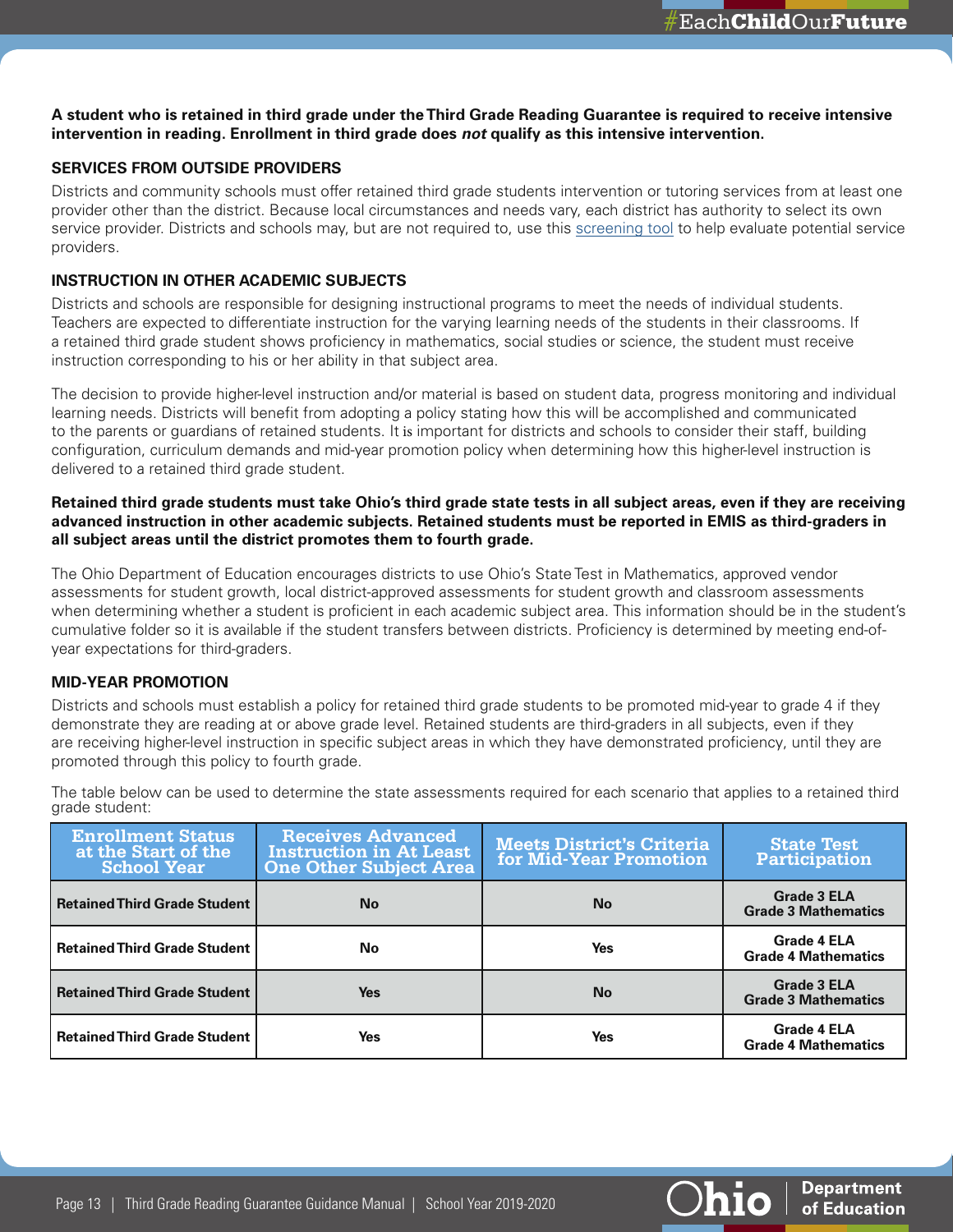**A student who is retained in third grade under the Third Grade Reading Guarantee is required to receive intensive intervention in reading. Enrollment in third grade does *not* qualify as this intensive intervention.**

### SERVICES FROM OUTSIDE PROVIDERS

Districts and community schools must offer retained third grade students intervention or tutoring services from at least one provider other than the district. Because local circumstances and needs vary, each district has authority to select its own service provider. Districts and schools may, but are not required to, use this screening tool to help evaluate potential service providers.

### INSTRUCTION IN OTHER ACADEMIC SUBJECTS

Districts and schools are responsible for designing instructional programs to meet the needs of individual students. Teachers are expected to differentiate instruction for the varying learning needs of the students in their classrooms. If a retained third grade student shows proficiency in mathematics, social studies or science, the student must receive instruction corresponding to his or her ability in that subject area.

The decision to provide higher-level instruction and/or material is based on student data, progress monitoring and individual learning needs. Districts will benefit from adopting a policy stating how this will be accomplished and communicated to the parents or guardians of retained students. It is important for districts and schools to consider their staff, building configuration, curriculum demands and mid-year promotion policy when determining how this higher-level instruction is delivered to a retained third grade student.

**Retained third grade students must take Ohio's third grade state tests in all subject areas, even if they are receiving advanced instruction in other academic subjects. Retained students must be reported in EMIS as third-graders in all subject areas until the district promotes them to fourth grade.**

The Ohio Department of Education encourages districts to use Ohio's State Test in Mathematics, approved vendor assessments for student growth, local district-approved assessments for student growth and classroom assessments when determining whether a student is proficient in each academic subject area. This information should be in the student's cumulative folder so it is available if the student transfers between districts. Proficiency is determined by meeting end-of-year expectations for third-graders.

### MID-YEAR PROMOTION

Districts and schools must establish a policy for retained third grade students to be promoted mid-year to grade 4 if they demonstrate they are reading at or above grade level. Retained students are third-graders in all subjects, even if they are receiving higher-level instruction in specific subject areas in which they have demonstrated proficiency, until they are promoted through this policy to fourth grade.

The table below can be used to determine the state assessments required for each scenario that applies to a retained third grade student:

| Enrollment Status at the Start of the School Year | Receives Advanced Instruction in At Least One Other Subject Area | Meets District's Criteria for Mid-Year Promotion | State Test Participation |
|---|---|---|---|
| **Retained Third Grade Student** | **No** | **No** | **Grade 3 ELA**<br>**Grade 3 Mathematics** |
| **Retained Third Grade Student** | **No** | **Yes** | **Grade 4 ELA**<br>**Grade 4 Mathematics** |
| **Retained Third Grade Student** | **Yes** | **No** | **Grade 3 ELA**<br>**Grade 3 Mathematics** |
| **Retained Third Grade Student** | **Yes** | **Yes** | **Grade 4 ELA**<br>**Grade 4 Mathematics** |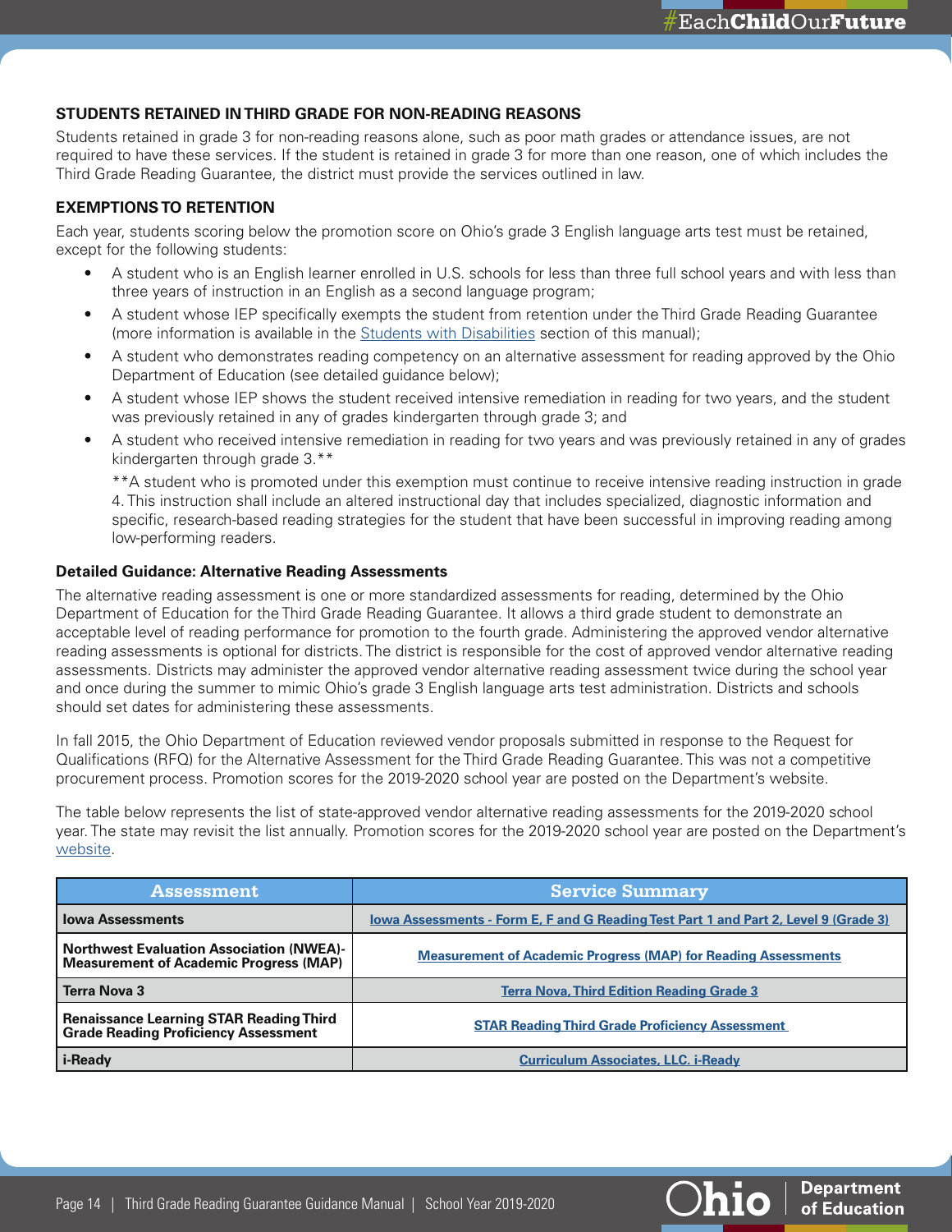### STUDENTS RETAINED IN THIRD GRADE FOR NON-READING REASONS

Students retained in grade 3 for non-reading reasons alone, such as poor math grades or attendance issues, are not required to have these services. If the student is retained in grade 3 for more than one reason, one of which includes the Third Grade Reading Guarantee, the district must provide the services outlined in law.

### EXEMPTIONS TO RETENTION

Each year, students scoring below the promotion score on Ohio's grade 3 English language arts test must be retained, except for the following students:

- A student who is an English learner enrolled in U.S. schools for less than three full school years and with less than three years of instruction in an English as a second language program;
- A student whose IEP specifically exempts the student from retention under the Third Grade Reading Guarantee (more information is available in the Students with Disabilities section of this manual);
- A student who demonstrates reading competency on an alternative assessment for reading approved by the Ohio Department of Education (see detailed guidance below);
- A student whose IEP shows the student received intensive remediation in reading for two years, and the student was previously retained in any of grades kindergarten through grade 3; and
- A student who received intensive remediation in reading for two years and was previously retained in any of grades kindergarten through grade 3.**

  **A student who is promoted under this exemption must continue to receive intensive reading instruction in grade 4. This instruction shall include an altered instructional day that includes specialized, diagnostic information and specific, research-based reading strategies for the student that have been successful in improving reading among low-performing readers.

#### Detailed Guidance: Alternative Reading Assessments

The alternative reading assessment is one or more standardized assessments for reading, determined by the Ohio Department of Education for the Third Grade Reading Guarantee. It allows a third grade student to demonstrate an acceptable level of reading performance for promotion to the fourth grade. Administering the approved vendor alternative reading assessments is optional for districts. The district is responsible for the cost of approved vendor alternative reading assessments. Districts may administer the approved vendor alternative reading assessment twice during the school year and once during the summer to mimic Ohio's grade 3 English language arts test administration. Districts and schools should set dates for administering these assessments.

In fall 2015, the Ohio Department of Education reviewed vendor proposals submitted in response to the Request for Qualifications (RFQ) for the Alternative Assessment for the Third Grade Reading Guarantee. This was not a competitive procurement process. Promotion scores for the 2019-2020 school year are posted on the Department's website.

The table below represents the list of state-approved vendor alternative reading assessments for the 2019-2020 school year. The state may revisit the list annually. Promotion scores for the 2019-2020 school year are posted on the Department's website.

| Assessment | Service Summary |
|---|---|
| **Iowa Assessments** | Iowa Assessments - Form E, F and G Reading Test Part 1 and Part 2, Level 9 (Grade 3) |
| **Northwest Evaluation Association (NWEA)-Measurement of Academic Progress (MAP)** | Measurement of Academic Progress (MAP) for Reading Assessments |
| **Terra Nova 3** | Terra Nova, Third Edition Reading Grade 3 |
| **Renaissance Learning STAR Reading Third Grade Reading Proficiency Assessment** | STAR Reading Third Grade Proficiency Assessment |
| **i-Ready** | Curriculum Associates, LLC. i-Ready |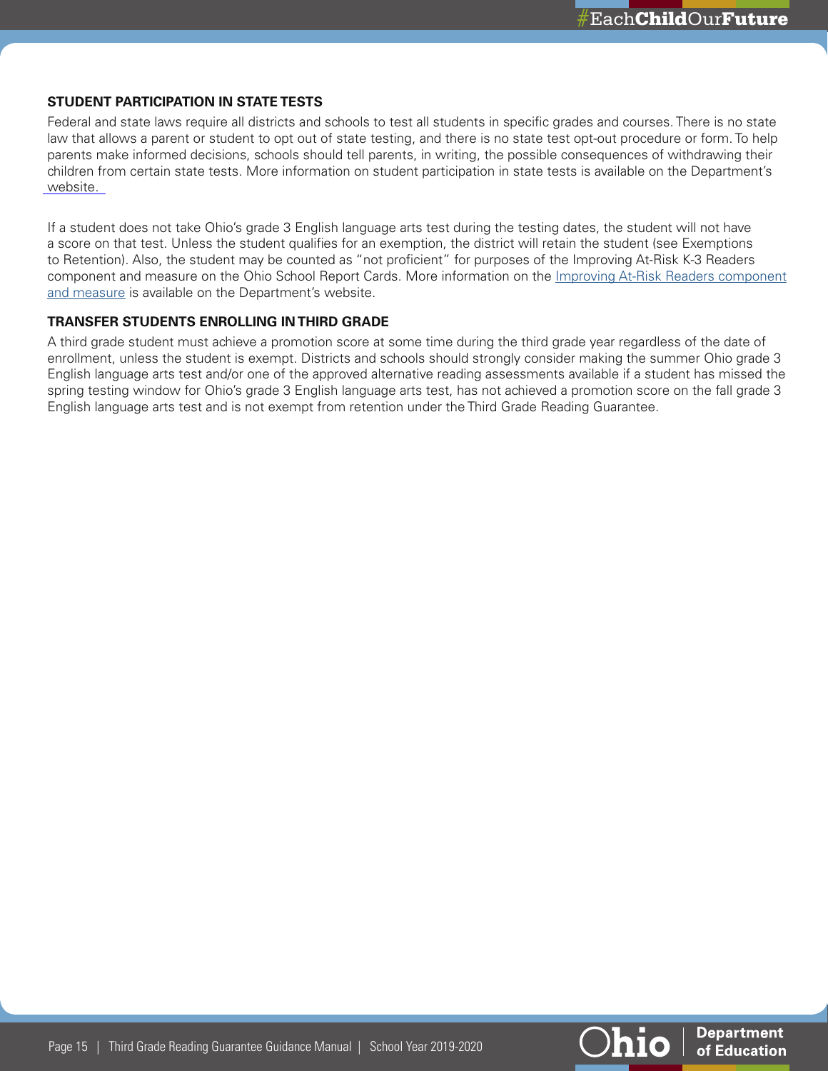### STUDENT PARTICIPATION IN STATE TESTS

Federal and state laws require all districts and schools to test all students in specific grades and courses. There is no state law that allows a parent or student to opt out of state testing, and there is no state test opt-out procedure or form. To help parents make informed decisions, schools should tell parents, in writing, the possible consequences of withdrawing their children from certain state tests. More information on student participation in state tests is available on the Department's website.

If a student does not take Ohio's grade 3 English language arts test during the testing dates, the student will not have a score on that test. Unless the student qualifies for an exemption, the district will retain the student (see Exemptions to Retention). Also, the student may be counted as "not proficient" for purposes of the Improving At-Risk K-3 Readers component and measure on the Ohio School Report Cards. More information on the Improving At-Risk Readers component and measure is available on the Department's website.

### TRANSFER STUDENTS ENROLLING IN THIRD GRADE

A third grade student must achieve a promotion score at some time during the third grade year regardless of the date of enrollment, unless the student is exempt. Districts and schools should strongly consider making the summer Ohio grade 3 English language arts test and/or one of the approved alternative reading assessments available if a student has missed the spring testing window for Ohio's grade 3 English language arts test, has not achieved a promotion score on the fall grade 3 English language arts test and is not exempt from retention under the Third Grade Reading Guarantee.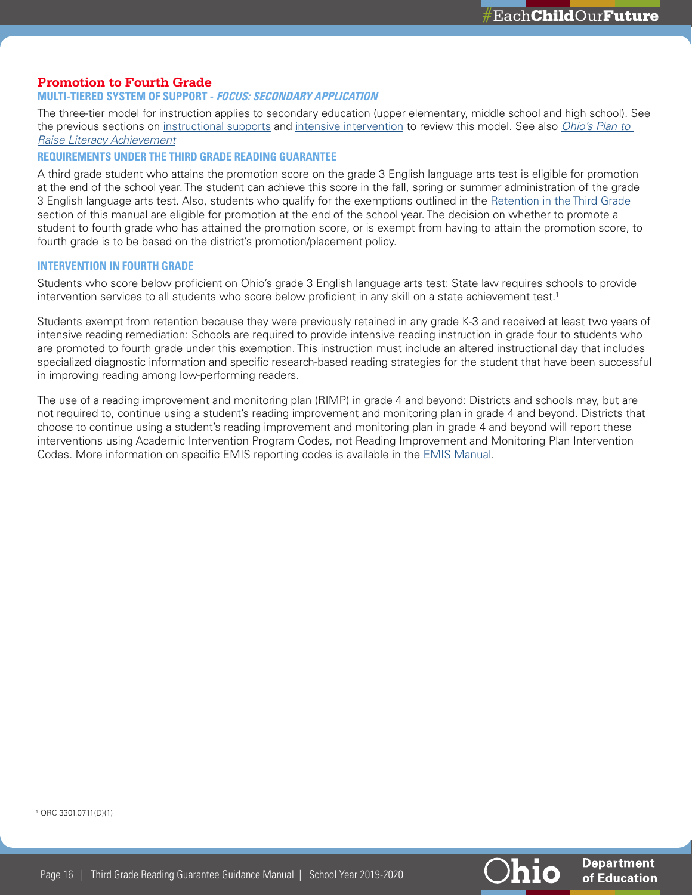## Promotion to Fourth Grade

### MULTI-TIERED SYSTEM OF SUPPORT - *FOCUS: SECONDARY APPLICATION*

The three-tier model for instruction applies to secondary education (upper elementary, middle school and high school). See the previous sections on instructional supports and intensive intervention to review this model. See also *Ohio's Plan to Raise Literacy Achievement*

### REQUIREMENTS UNDER THE THIRD GRADE READING GUARANTEE

A third grade student who attains the promotion score on the grade 3 English language arts test is eligible for promotion at the end of the school year. The student can achieve this score in the fall, spring or summer administration of the grade 3 English language arts test. Also, students who qualify for the exemptions outlined in the Retention in the Third Grade section of this manual are eligible for promotion at the end of the school year. The decision on whether to promote a student to fourth grade who has attained the promotion score, or is exempt from having to attain the promotion score, to fourth grade is to be based on the district's promotion/placement policy.

### INTERVENTION IN FOURTH GRADE

Students who score below proficient on Ohio's grade 3 English language arts test: State law requires schools to provide intervention services to all students who score below proficient in any skill on a state achievement test.[1]

Students exempt from retention because they were previously retained in any grade K-3 and received at least two years of intensive reading remediation: Schools are required to provide intensive reading instruction in grade four to students who are promoted to fourth grade under this exemption. This instruction must include an altered instructional day that includes specialized diagnostic information and specific research-based reading strategies for the student that have been successful in improving reading among low-performing readers.

The use of a reading improvement and monitoring plan (RIMP) in grade 4 and beyond: Districts and schools may, but are not required to, continue using a student's reading improvement and monitoring plan in grade 4 and beyond. Districts that choose to continue using a student's reading improvement and monitoring plan in grade 4 and beyond will report these interventions using Academic Intervention Program Codes, not Reading Improvement and Monitoring Plan Intervention Codes. More information on specific EMIS reporting codes is available in the EMIS Manual.

[1] ORC 3301.0711(D)(1)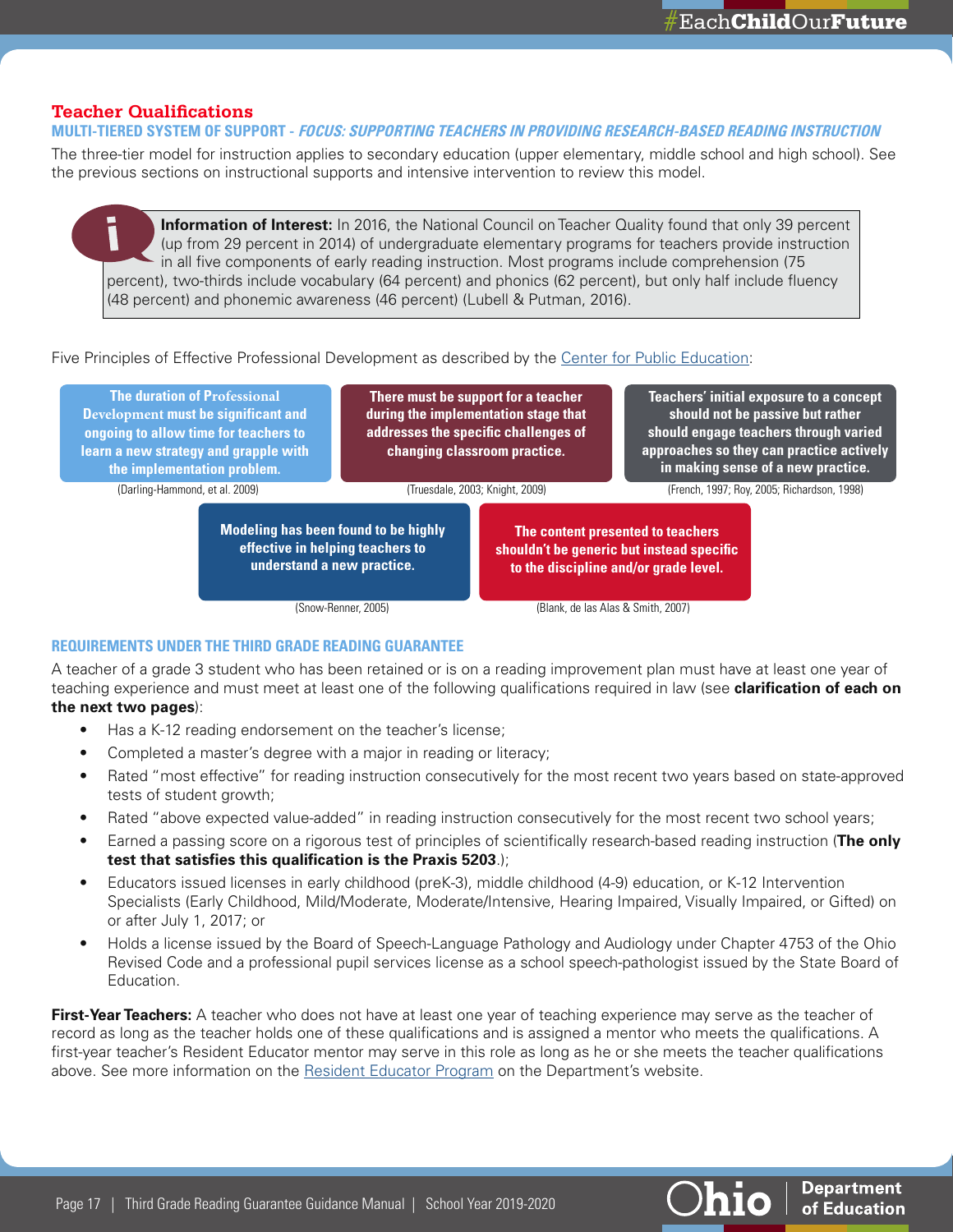## Teacher Qualifications

### MULTI-TIERED SYSTEM OF SUPPORT - *FOCUS: SUPPORTING TEACHERS IN PROVIDING RESEARCH-BASED READING INSTRUCTION*

The three-tier model for instruction applies to secondary education (upper elementary, middle school and high school). See the previous sections on instructional supports and intensive intervention to review this model.

> **Information of Interest:** In 2016, the National Council on Teacher Quality found that only 39 percent (up from 29 percent in 2014) of undergraduate elementary programs for teachers provide instruction in all five components of early reading instruction. Most programs include comprehension (75 percent), two-thirds include vocabulary (64 percent) and phonics (62 percent), but only half include fluency (48 percent) and phonemic awareness (46 percent) (Lubell & Putman, 2016).

Five Principles of Effective Professional Development as described by the Center for Public Education:

- **The duration of Professional Development must be significant and ongoing to allow time for teachers to learn a new strategy and grapple with the implementation problem.** (Darling-Hammond, et al. 2009)
- **There must be support for a teacher during the implementation stage that addresses the specific challenges of changing classroom practice.** (Truesdale, 2003; Knight, 2009)
- **Teachers' initial exposure to a concept should not be passive but rather should engage teachers through varied approaches so they can practice actively in making sense of a new practice.** (French, 1997; Roy, 2005; Richardson, 1998)
- **Modeling has been found to be highly effective in helping teachers to understand a new practice.** (Snow-Renner, 2005)
- **The content presented to teachers shouldn't be generic but instead specific to the discipline and/or grade level.** (Blank, de las Alas & Smith, 2007)

### REQUIREMENTS UNDER THE THIRD GRADE READING GUARANTEE

A teacher of a grade 3 student who has been retained or is on a reading improvement plan must have at least one year of teaching experience and must meet at least one of the following qualifications required in law (see **clarification of each on the next two pages**):

- Has a K-12 reading endorsement on the teacher's license;
- Completed a master's degree with a major in reading or literacy;
- Rated "most effective" for reading instruction consecutively for the most recent two years based on state-approved tests of student growth;
- Rated "above expected value-added" in reading instruction consecutively for the most recent two school years;
- Earned a passing score on a rigorous test of principles of scientifically research-based reading instruction (**The only test that satisfies this qualification is the Praxis 5203**.);
- Educators issued licenses in early childhood (preK-3), middle childhood (4-9) education, or K-12 Intervention Specialists (Early Childhood, Mild/Moderate, Moderate/Intensive, Hearing Impaired, Visually Impaired, or Gifted) on or after July 1, 2017; or
- Holds a license issued by the Board of Speech-Language Pathology and Audiology under Chapter 4753 of the Ohio Revised Code and a professional pupil services license as a school speech-pathologist issued by the State Board of Education.

**First-Year Teachers:** A teacher who does not have at least one year of teaching experience may serve as the teacher of record as long as the teacher holds one of these qualifications and is assigned a mentor who meets the qualifications. A first-year teacher's Resident Educator mentor may serve in this role as long as he or she meets the teacher qualifications above. See more information on the Resident Educator Program on the Department's website.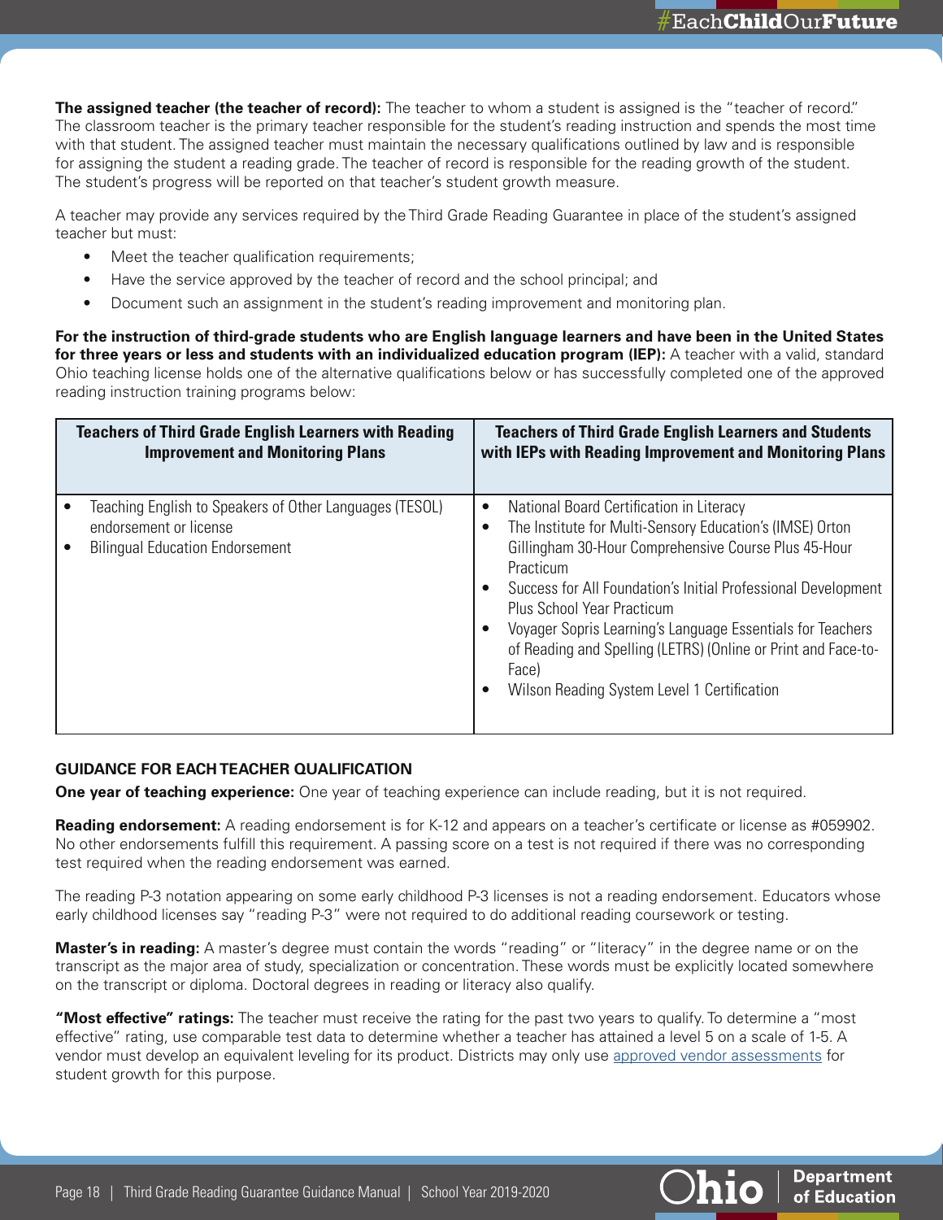**The assigned teacher (the teacher of record):** The teacher to whom a student is assigned is the "teacher of record." The classroom teacher is the primary teacher responsible for the student's reading instruction and spends the most time with that student. The assigned teacher must maintain the necessary qualifications outlined by law and is responsible for assigning the student a reading grade. The teacher of record is responsible for the reading growth of the student. The student's progress will be reported on that teacher's student growth measure.

A teacher may provide any services required by the Third Grade Reading Guarantee in place of the student's assigned teacher but must:

- Meet the teacher qualification requirements;
- Have the service approved by the teacher of record and the school principal; and
- Document such an assignment in the student's reading improvement and monitoring plan.

**For the instruction of third-grade students who are English language learners and have been in the United States for three years or less and students with an individualized education program (IEP):** A teacher with a valid, standard Ohio teaching license holds one of the alternative qualifications below or has successfully completed one of the approved reading instruction training programs below:

| Teachers of Third Grade English Learners with Reading Improvement and Monitoring Plans | Teachers of Third Grade English Learners and Students with IEPs with Reading Improvement and Monitoring Plans |
|---|---|
| • Teaching English to Speakers of Other Languages (TESOL) endorsement or license<br>• Bilingual Education Endorsement | • National Board Certification in Literacy<br>• The Institute for Multi-Sensory Education's (IMSE) Orton Gillingham 30-Hour Comprehensive Course Plus 45-Hour Practicum<br>• Success for All Foundation's Initial Professional Development Plus School Year Practicum<br>• Voyager Sopris Learning's Language Essentials for Teachers of Reading and Spelling (LETRS) (Online or Print and Face-to-Face)<br>• Wilson Reading System Level 1 Certification |

## GUIDANCE FOR EACH TEACHER QUALIFICATION

**One year of teaching experience:** One year of teaching experience can include reading, but it is not required.

**Reading endorsement:** A reading endorsement is for K-12 and appears on a teacher's certificate or license as #059902. No other endorsements fulfill this requirement. A passing score on a test is not required if there was no corresponding test required when the reading endorsement was earned.

The reading P-3 notation appearing on some early childhood P-3 licenses is not a reading endorsement. Educators whose early childhood licenses say "reading P-3" were not required to do additional reading coursework or testing.

**Master's in reading:** A master's degree must contain the words "reading" or "literacy" in the degree name or on the transcript as the major area of study, specialization or concentration. These words must be explicitly located somewhere on the transcript or diploma. Doctoral degrees in reading or literacy also qualify.

**"Most effective" ratings:** The teacher must receive the rating for the past two years to qualify. To determine a "most effective" rating, use comparable test data to determine whether a teacher has attained a level 5 on a scale of 1-5. A vendor must develop an equivalent leveling for its product. Districts may only use approved vendor assessments for student growth for this purpose.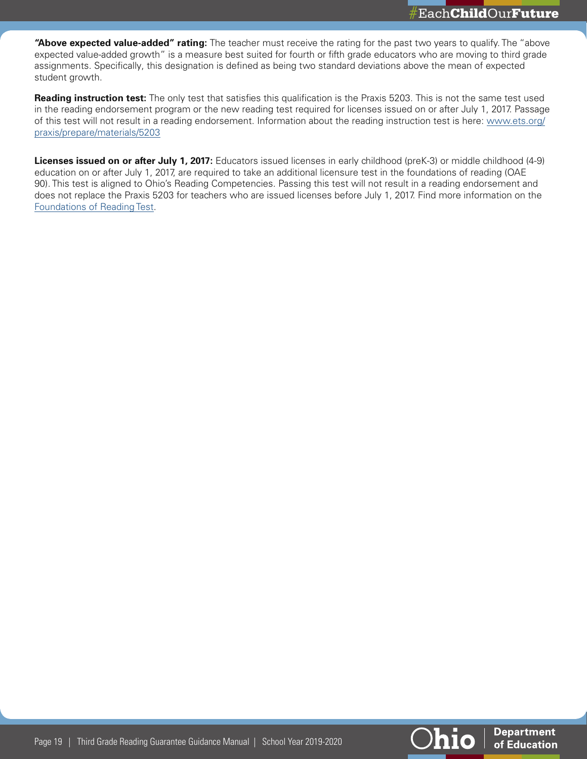**"Above expected value-added" rating:** The teacher must receive the rating for the past two years to qualify. The "above expected value-added growth" is a measure best suited for fourth or fifth grade educators who are moving to third grade assignments. Specifically, this designation is defined as being two standard deviations above the mean of expected student growth.

**Reading instruction test:** The only test that satisfies this qualification is the Praxis 5203. This is not the same test used in the reading endorsement program or the new reading test required for licenses issued on or after July 1, 2017. Passage of this test will not result in a reading endorsement. Information about the reading instruction test is here: [www.ets.org/praxis/prepare/materials/5203](www.ets.org/praxis/prepare/materials/5203)

**Licenses issued on or after July 1, 2017:** Educators issued licenses in early childhood (preK-3) or middle childhood (4-9) education on or after July 1, 2017, are required to take an additional licensure test in the foundations of reading (OAE 90). This test is aligned to Ohio's Reading Competencies. Passing this test will not result in a reading endorsement and does not replace the Praxis 5203 for teachers who are issued licenses before July 1, 2017. Find more information on the Foundations of Reading Test.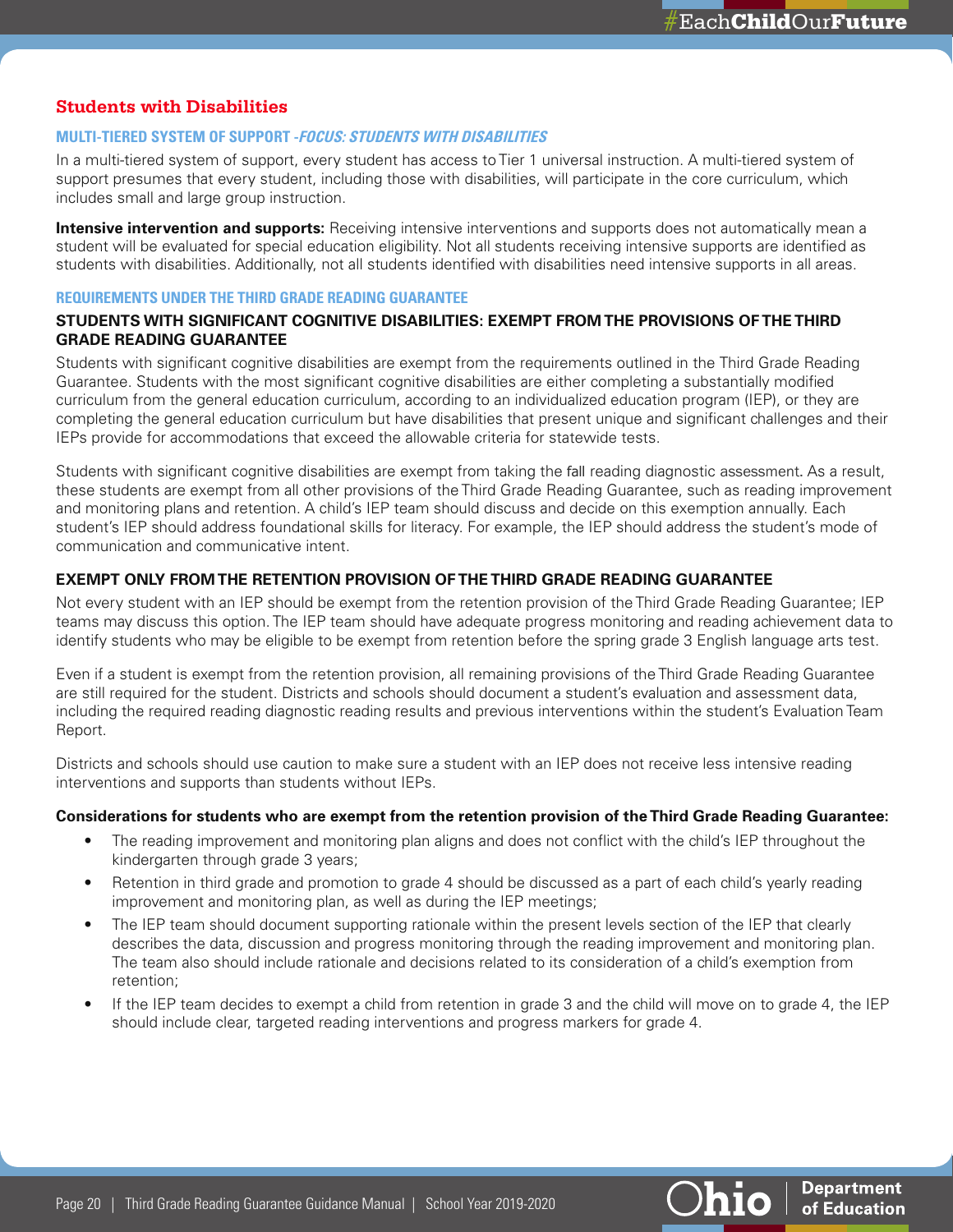## Students with Disabilities

### MULTI-TIERED SYSTEM OF SUPPORT -*FOCUS: STUDENTS WITH DISABILITIES*

In a multi-tiered system of support, every student has access to Tier 1 universal instruction. A multi-tiered system of support presumes that every student, including those with disabilities, will participate in the core curriculum, which includes small and large group instruction.

**Intensive intervention and supports:** Receiving intensive interventions and supports does not automatically mean a student will be evaluated for special education eligibility. Not all students receiving intensive supports are identified as students with disabilities. Additionally, not all students identified with disabilities need intensive supports in all areas.

### REQUIREMENTS UNDER THE THIRD GRADE READING GUARANTEE

#### STUDENTS WITH SIGNIFICANT COGNITIVE DISABILITIES: EXEMPT FROM THE PROVISIONS OF THE THIRD GRADE READING GUARANTEE

Students with significant cognitive disabilities are exempt from the requirements outlined in the Third Grade Reading Guarantee. Students with the most significant cognitive disabilities are either completing a substantially modified curriculum from the general education curriculum, according to an individualized education program (IEP), or they are completing the general education curriculum but have disabilities that present unique and significant challenges and their IEPs provide for accommodations that exceed the allowable criteria for statewide tests.

Students with significant cognitive disabilities are exempt from taking the fall reading diagnostic assessment. As a result, these students are exempt from all other provisions of the Third Grade Reading Guarantee, such as reading improvement and monitoring plans and retention. A child's IEP team should discuss and decide on this exemption annually. Each student's IEP should address foundational skills for literacy. For example, the IEP should address the student's mode of communication and communicative intent.

#### EXEMPT ONLY FROM THE RETENTION PROVISION OF THE THIRD GRADE READING GUARANTEE

Not every student with an IEP should be exempt from the retention provision of the Third Grade Reading Guarantee; IEP teams may discuss this option. The IEP team should have adequate progress monitoring and reading achievement data to identify students who may be eligible to be exempt from retention before the spring grade 3 English language arts test.

Even if a student is exempt from the retention provision, all remaining provisions of the Third Grade Reading Guarantee are still required for the student. Districts and schools should document a student's evaluation and assessment data, including the required reading diagnostic reading results and previous interventions within the student's Evaluation Team Report.

Districts and schools should use caution to make sure a student with an IEP does not receive less intensive reading interventions and supports than students without IEPs.

**Considerations for students who are exempt from the retention provision of the Third Grade Reading Guarantee:**

- The reading improvement and monitoring plan aligns and does not conflict with the child's IEP throughout the kindergarten through grade 3 years;
- Retention in third grade and promotion to grade 4 should be discussed as a part of each child's yearly reading improvement and monitoring plan, as well as during the IEP meetings;
- The IEP team should document supporting rationale within the present levels section of the IEP that clearly describes the data, discussion and progress monitoring through the reading improvement and monitoring plan. The team also should include rationale and decisions related to its consideration of a child's exemption from retention;
- If the IEP team decides to exempt a child from retention in grade 3 and the child will move on to grade 4, the IEP should include clear, targeted reading interventions and progress markers for grade 4.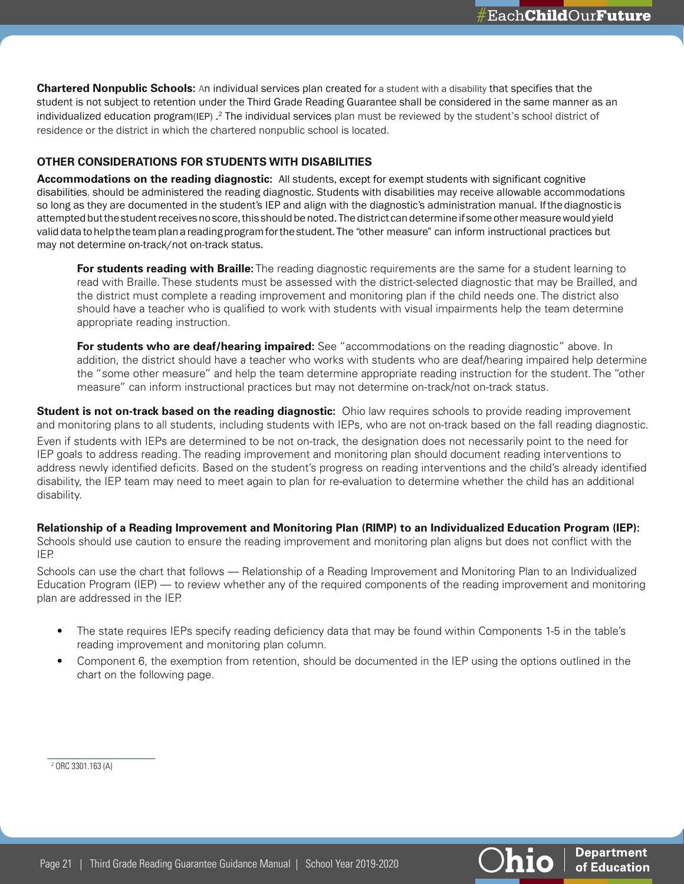**Chartered Nonpublic Schools:** An individual services plan created for a student with a disability that specifies that the student is not subject to retention under the Third Grade Reading Guarantee shall be considered in the same manner as an individualized education program(IEP) .[2] The individual services plan must be reviewed by the student's school district of residence or the district in which the chartered nonpublic school is located.

### OTHER CONSIDERATIONS FOR STUDENTS WITH DISABILITIES

**Accommodations on the reading diagnostic:** All students, except for exempt students with significant cognitive disabilities, should be administered the reading diagnostic. Students with disabilities may receive allowable accommodations so long as they are documented in the student's IEP and align with the diagnostic's administration manual. If the diagnostic is attempted but the student receives no score, this should be noted. The district can determine if some other measure would yield valid data to help the team plan a reading program for the student. The "other measure" can inform instructional practices but may not determine on-track/not on-track status.

> **For students reading with Braille:** The reading diagnostic requirements are the same for a student learning to read with Braille. These students must be assessed with the district-selected diagnostic that may be Brailled, and the district must complete a reading improvement and monitoring plan if the child needs one. The district also should have a teacher who is qualified to work with students with visual impairments help the team determine appropriate reading instruction.
>
> **For students who are deaf/hearing impaired:** See "accommodations on the reading diagnostic" above. In addition, the district should have a teacher who works with students who are deaf/hearing impaired help determine the "some other measure" and help the team determine appropriate reading instruction for the student. The "other measure" can inform instructional practices but may not determine on-track/not on-track status.

**Student is not on-track based on the reading diagnostic:** Ohio law requires schools to provide reading improvement and monitoring plans to all students, including students with IEPs, who are not on-track based on the fall reading diagnostic.

Even if students with IEPs are determined to be not on-track, the designation does not necessarily point to the need for IEP goals to address reading. The reading improvement and monitoring plan should document reading interventions to address newly identified deficits. Based on the student's progress on reading interventions and the child's already identified disability, the IEP team may need to meet again to plan for re-evaluation to determine whether the child has an additional disability.

**Relationship of a Reading Improvement and Monitoring Plan (RIMP) to an Individualized Education Program (IEP):** Schools should use caution to ensure the reading improvement and monitoring plan aligns but does not conflict with the IEP.

Schools can use the chart that follows — Relationship of a Reading Improvement and Monitoring Plan to an Individualized Education Program (IEP) — to review whether any of the required components of the reading improvement and monitoring plan are addressed in the IEP.

- The state requires IEPs specify reading deficiency data that may be found within Components 1-5 in the table's reading improvement and monitoring plan column.
- Component 6, the exemption from retention, should be documented in the IEP using the options outlined in the chart on the following page.

[2] ORC 3301.163 (A)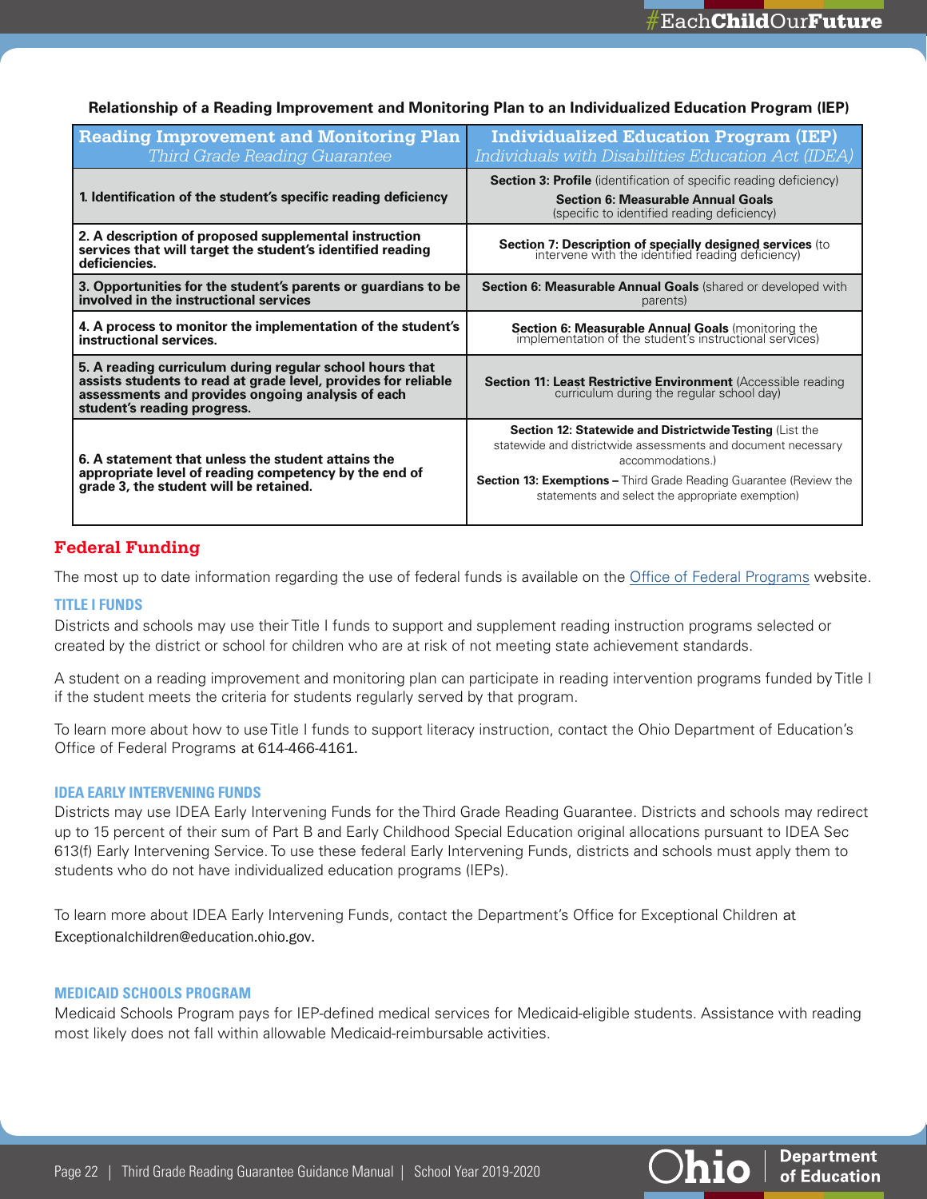**Relationship of a Reading Improvement and Monitoring Plan to an Individualized Education Program (IEP)**

| Reading Improvement and Monitoring Plan *Third Grade Reading Guarantee* | Individualized Education Program (IEP) *Individuals with Disabilities Education Act (IDEA)* |
|---|---|
| **1. Identification of the student's specific reading deficiency** | **Section 3: Profile** (identification of specific reading deficiency) **Section 6: Measurable Annual Goals** (specific to identified reading deficiency) |
| **2. A description of proposed supplemental instruction services that will target the student's identified reading deficiencies.** | **Section 7: Description of specially designed services** (to intervene with the identified reading deficiency) |
| **3. Opportunities for the student's parents or guardians to be involved in the instructional services** | **Section 6: Measurable Annual Goals** (shared or developed with parents) |
| **4. A process to monitor the implementation of the student's instructional services.** | **Section 6: Measurable Annual Goals** (monitoring the implementation of the student's instructional services) |
| **5. A reading curriculum during regular school hours that assists students to read at grade level, provides for reliable assessments and provides ongoing analysis of each student's reading progress.** | **Section 11: Least Restrictive Environment** (Accessible reading curriculum during the regular school day) |
| **6. A statement that unless the student attains the appropriate level of reading competency by the end of grade 3, the student will be retained.** | **Section 12: Statewide and Districtwide Testing** (List the statewide and districtwide assessments and document necessary accommodations.) **Section 13: Exemptions –** Third Grade Reading Guarantee (Review the statements and select the appropriate exemption) |

## Federal Funding

The most up to date information regarding the use of federal funds is available on the Office of Federal Programs website.

### TITLE I FUNDS

Districts and schools may use their Title I funds to support and supplement reading instruction programs selected or created by the district or school for children who are at risk of not meeting state achievement standards.

A student on a reading improvement and monitoring plan can participate in reading intervention programs funded by Title I if the student meets the criteria for students regularly served by that program.

To learn more about how to use Title I funds to support literacy instruction, contact the Ohio Department of Education's Office of Federal Programs at 614-466-4161.

### IDEA EARLY INTERVENING FUNDS

Districts may use IDEA Early Intervening Funds for the Third Grade Reading Guarantee. Districts and schools may redirect up to 15 percent of their sum of Part B and Early Childhood Special Education original allocations pursuant to IDEA Sec 613(f) Early Intervening Service. To use these federal Early Intervening Funds, districts and schools must apply them to students who do not have individualized education programs (IEPs).

To learn more about IDEA Early Intervening Funds, contact the Department's Office for Exceptional Children at Exceptionalchildren@education.ohio.gov.

### MEDICAID SCHOOLS PROGRAM

Medicaid Schools Program pays for IEP-defined medical services for Medicaid-eligible students. Assistance with reading most likely does not fall within allowable Medicaid-reimbursable activities.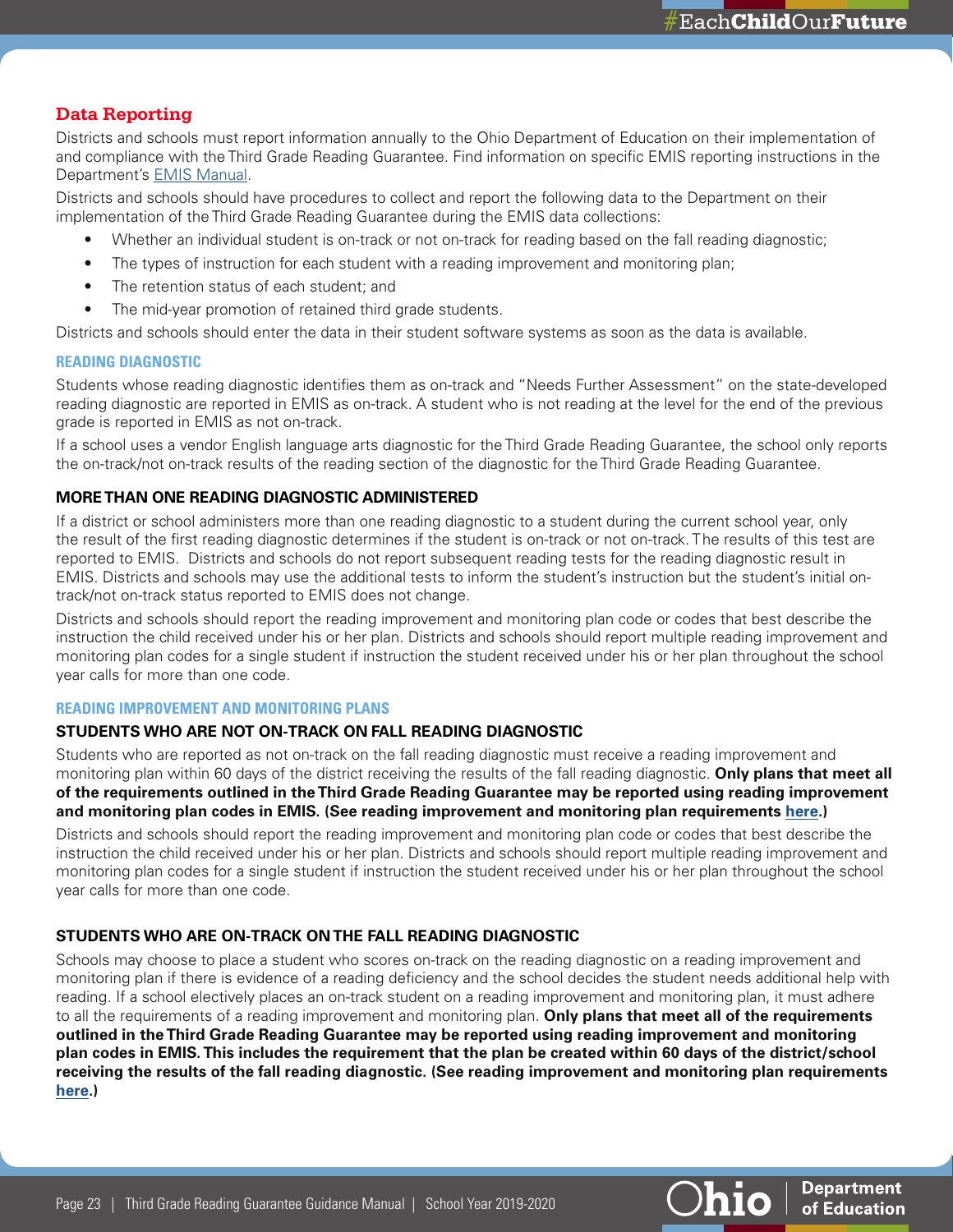## Data Reporting

Districts and schools must report information annually to the Ohio Department of Education on their implementation of and compliance with the Third Grade Reading Guarantee. Find information on specific EMIS reporting instructions in the Department's [EMIS Manual](#).

Districts and schools should have procedures to collect and report the following data to the Department on their implementation of the Third Grade Reading Guarantee during the EMIS data collections:

- Whether an individual student is on-track or not on-track for reading based on the fall reading diagnostic;
- The types of instruction for each student with a reading improvement and monitoring plan;
- The retention status of each student; and
- The mid-year promotion of retained third grade students.

Districts and schools should enter the data in their student software systems as soon as the data is available.

### READING DIAGNOSTIC

Students whose reading diagnostic identifies them as on-track and "Needs Further Assessment" on the state-developed reading diagnostic are reported in EMIS as on-track. A student who is not reading at the level for the end of the previous grade is reported in EMIS as not on-track.

If a school uses a vendor English language arts diagnostic for the Third Grade Reading Guarantee, the school only reports the on-track/not on-track results of the reading section of the diagnostic for the Third Grade Reading Guarantee.

#### MORE THAN ONE READING DIAGNOSTIC ADMINISTERED

If a district or school administers more than one reading diagnostic to a student during the current school year, only the result of the first reading diagnostic determines if the student is on-track or not on-track. The results of this test are reported to EMIS. Districts and schools do not report subsequent reading tests for the reading diagnostic result in EMIS. Districts and schools may use the additional tests to inform the student's instruction but the student's initial on-track/not on-track status reported to EMIS does not change.

Districts and schools should report the reading improvement and monitoring plan code or codes that best describe the instruction the child received under his or her plan. Districts and schools should report multiple reading improvement and monitoring plan codes for a single student if instruction the student received under his or her plan throughout the school year calls for more than one code.

### READING IMPROVEMENT AND MONITORING PLANS

#### STUDENTS WHO ARE NOT ON-TRACK ON FALL READING DIAGNOSTIC

Students who are reported as not on-track on the fall reading diagnostic must receive a reading improvement and monitoring plan within 60 days of the district receiving the results of the fall reading diagnostic. **Only plans that meet all of the requirements outlined in the Third Grade Reading Guarantee may be reported using reading improvement and monitoring plan codes in EMIS. (See reading improvement and monitoring plan requirements [here](#).)**

Districts and schools should report the reading improvement and monitoring plan code or codes that best describe the instruction the child received under his or her plan. Districts and schools should report multiple reading improvement and monitoring plan codes for a single student if instruction the student received under his or her plan throughout the school year calls for more than one code.

#### STUDENTS WHO ARE ON-TRACK ON THE FALL READING DIAGNOSTIC

Schools may choose to place a student who scores on-track on the reading diagnostic on a reading improvement and monitoring plan if there is evidence of a reading deficiency and the school decides the student needs additional help with reading. If a school electively places an on-track student on a reading improvement and monitoring plan, it must adhere to all the requirements of a reading improvement and monitoring plan. **Only plans that meet all of the requirements outlined in the Third Grade Reading Guarantee may be reported using reading improvement and monitoring plan codes in EMIS. This includes the requirement that the plan be created within 60 days of the district/school receiving the results of the fall reading diagnostic. (See reading improvement and monitoring plan requirements [here](#).)**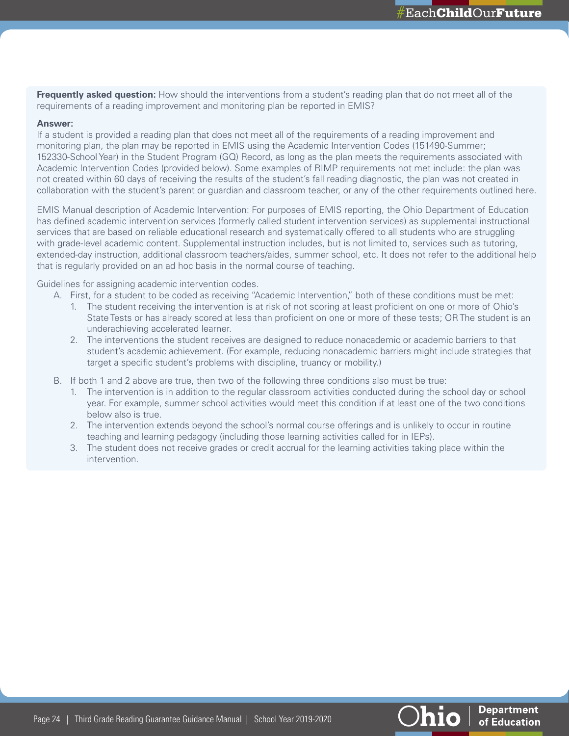**Frequently asked question:** How should the interventions from a student's reading plan that do not meet all of the requirements of a reading improvement and monitoring plan be reported in EMIS?

**Answer:**
If a student is provided a reading plan that does not meet all of the requirements of a reading improvement and monitoring plan, the plan may be reported in EMIS using the Academic Intervention Codes (151490-Summer; 152330-School Year) in the Student Program (GQ) Record, as long as the plan meets the requirements associated with Academic Intervention Codes (provided below). Some examples of RIMP requirements not met include: the plan was not created within 60 days of receiving the results of the student's fall reading diagnostic, the plan was not created in collaboration with the student's parent or guardian and classroom teacher, or any of the other requirements outlined here.

EMIS Manual description of Academic Intervention: For purposes of EMIS reporting, the Ohio Department of Education has defined academic intervention services (formerly called student intervention services) as supplemental instructional services that are based on reliable educational research and systematically offered to all students who are struggling with grade-level academic content. Supplemental instruction includes, but is not limited to, services such as tutoring, extended-day instruction, additional classroom teachers/aides, summer school, etc. It does not refer to the additional help that is regularly provided on an ad hoc basis in the normal course of teaching.

Guidelines for assigning academic intervention codes.

A. First, for a student to be coded as receiving "Academic Intervention," both of these conditions must be met:
   1. The student receiving the intervention is at risk of not scoring at least proficient on one or more of Ohio's State Tests or has already scored at less than proficient on one or more of these tests; OR The student is an underachieving accelerated learner.
   2. The interventions the student receives are designed to reduce nonacademic or academic barriers to that student's academic achievement. (For example, reducing nonacademic barriers might include strategies that target a specific student's problems with discipline, truancy or mobility.)

B. If both 1 and 2 above are true, then two of the following three conditions also must be true:
   1. The intervention is in addition to the regular classroom activities conducted during the school day or school year. For example, summer school activities would meet this condition if at least one of the two conditions below also is true.
   2. The intervention extends beyond the school's normal course offerings and is unlikely to occur in routine teaching and learning pedagogy (including those learning activities called for in IEPs).
   3. The student does not receive grades or credit accrual for the learning activities taking place within the intervention.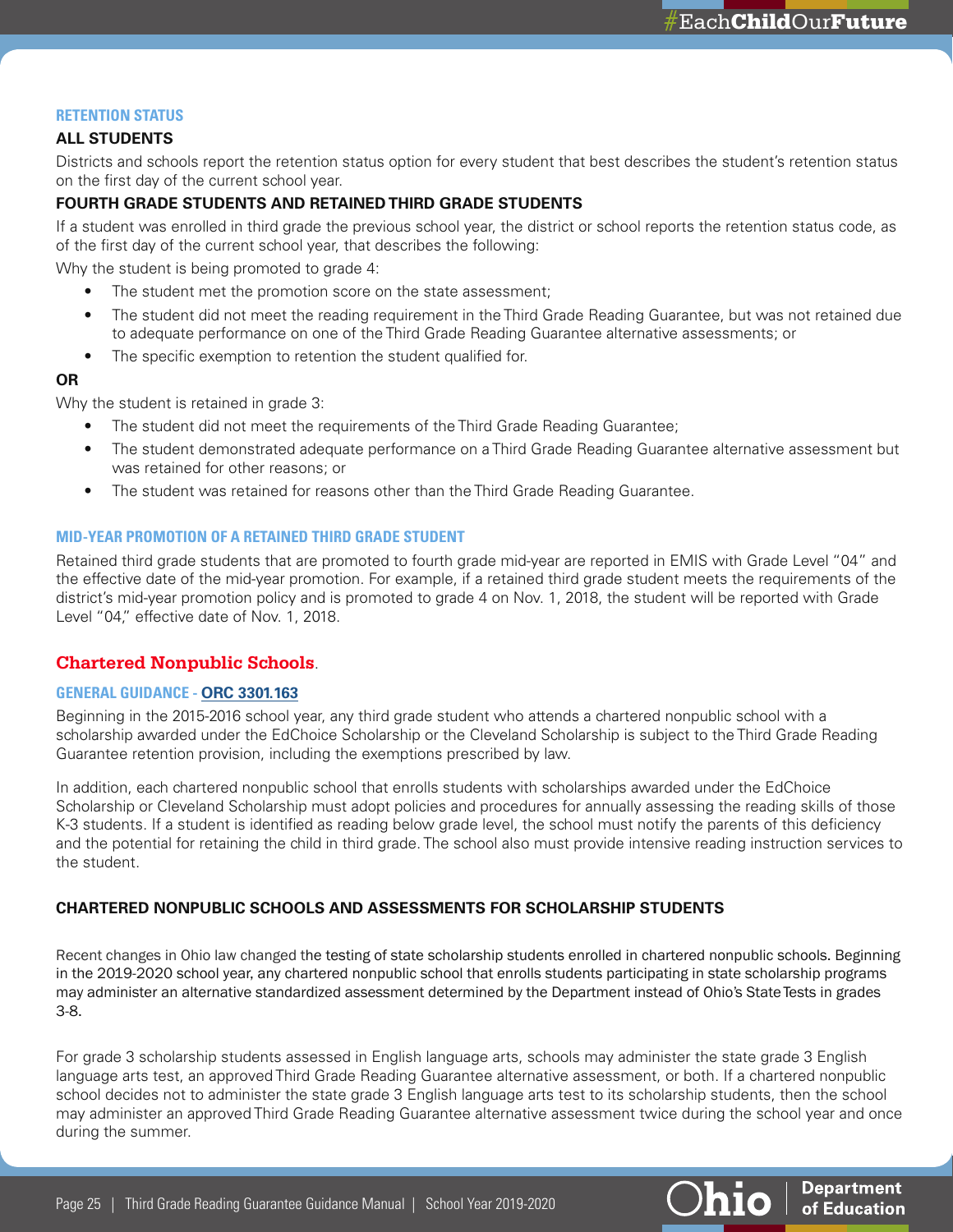### RETENTION STATUS

**ALL STUDENTS**

Districts and schools report the retention status option for every student that best describes the student's retention status on the first day of the current school year.

**FOURTH GRADE STUDENTS AND RETAINED THIRD GRADE STUDENTS**

If a student was enrolled in third grade the previous school year, the district or school reports the retention status code, as of the first day of the current school year, that describes the following:

Why the student is being promoted to grade 4:

- The student met the promotion score on the state assessment;
- The student did not meet the reading requirement in the Third Grade Reading Guarantee, but was not retained due to adequate performance on one of the Third Grade Reading Guarantee alternative assessments; or
- The specific exemption to retention the student qualified for.

**OR**

Why the student is retained in grade 3:

- The student did not meet the requirements of the Third Grade Reading Guarantee;
- The student demonstrated adequate performance on a Third Grade Reading Guarantee alternative assessment but was retained for other reasons; or
- The student was retained for reasons other than the Third Grade Reading Guarantee.

### MID-YEAR PROMOTION OF A RETAINED THIRD GRADE STUDENT

Retained third grade students that are promoted to fourth grade mid-year are reported in EMIS with Grade Level "04" and the effective date of the mid-year promotion. For example, if a retained third grade student meets the requirements of the district's mid-year promotion policy and is promoted to grade 4 on Nov. 1, 2018, the student will be reported with Grade Level "04," effective date of Nov. 1, 2018.

## Chartered Nonpublic Schools.

### GENERAL GUIDANCE - ORC 3301.163

Beginning in the 2015-2016 school year, any third grade student who attends a chartered nonpublic school with a scholarship awarded under the EdChoice Scholarship or the Cleveland Scholarship is subject to the Third Grade Reading Guarantee retention provision, including the exemptions prescribed by law.

In addition, each chartered nonpublic school that enrolls students with scholarships awarded under the EdChoice Scholarship or Cleveland Scholarship must adopt policies and procedures for annually assessing the reading skills of those K-3 students. If a student is identified as reading below grade level, the school must notify the parents of this deficiency and the potential for retaining the child in third grade. The school also must provide intensive reading instruction services to the student.

**CHARTERED NONPUBLIC SCHOOLS AND ASSESSMENTS FOR SCHOLARSHIP STUDENTS**

Recent changes in Ohio law changed the testing of state scholarship students enrolled in chartered nonpublic schools. Beginning in the 2019-2020 school year, any chartered nonpublic school that enrolls students participating in state scholarship programs may administer an alternative standardized assessment determined by the Department instead of Ohio's State Tests in grades 3-8.

For grade 3 scholarship students assessed in English language arts, schools may administer the state grade 3 English language arts test, an approved Third Grade Reading Guarantee alternative assessment, or both. If a chartered nonpublic school decides not to administer the state grade 3 English language arts test to its scholarship students, then the school may administer an approved Third Grade Reading Guarantee alternative assessment twice during the school year and once during the summer.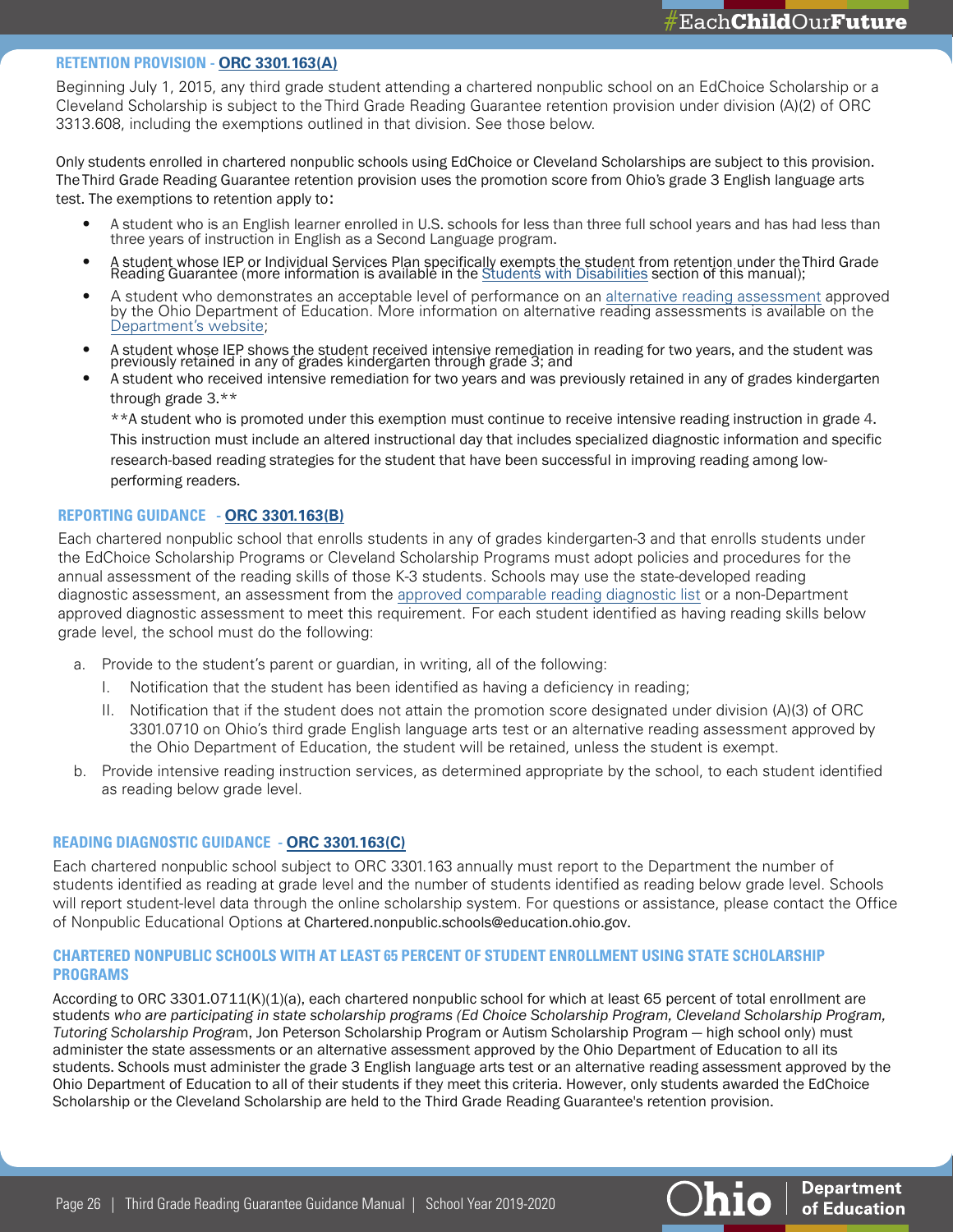### RETENTION PROVISION - ORC 3301.163(A)

Beginning July 1, 2015, any third grade student attending a chartered nonpublic school on an EdChoice Scholarship or a Cleveland Scholarship is subject to the Third Grade Reading Guarantee retention provision under division (A)(2) of ORC 3313.608, including the exemptions outlined in that division. See those below.

Only students enrolled in chartered nonpublic schools using EdChoice or Cleveland Scholarships are subject to this provision. The Third Grade Reading Guarantee retention provision uses the promotion score from Ohio's grade 3 English language arts test. The exemptions to retention apply to:

- A student who is an English learner enrolled in U.S. schools for less than three full school years and has had less than three years of instruction in English as a Second Language program.
- A student whose IEP or Individual Services Plan specifically exempts the student from retention under the Third Grade Reading Guarantee (more information is available in the Students with Disabilities section of this manual);
- A student who demonstrates an acceptable level of performance on an alternative reading assessment approved by the Ohio Department of Education. More information on alternative reading assessments is available on the Department's website;
- A student whose IEP shows the student received intensive remediation in reading for two years, and the student was previously retained in any of grades kindergarten through grade 3; and
- A student who received intensive remediation for two years and was previously retained in any of grades kindergarten through grade 3.**

  **A student who is promoted under this exemption must continue to receive intensive reading instruction in grade 4. This instruction must include an altered instructional day that includes specialized diagnostic information and specific research-based reading strategies for the student that have been successful in improving reading among low-performing readers.

### REPORTING GUIDANCE - ORC 3301.163(B)

Each chartered nonpublic school that enrolls students in any of grades kindergarten-3 and that enrolls students under the EdChoice Scholarship Programs or Cleveland Scholarship Programs must adopt policies and procedures for the annual assessment of the reading skills of those K-3 students. Schools may use the state-developed reading diagnostic assessment, an assessment from the approved comparable reading diagnostic list or a non-Department approved diagnostic assessment to meet this requirement. For each student identified as having reading skills below grade level, the school must do the following:

a. Provide to the student's parent or guardian, in writing, all of the following:
   I. Notification that the student has been identified as having a deficiency in reading;
   II. Notification that if the student does not attain the promotion score designated under division (A)(3) of ORC 3301.0710 on Ohio's third grade English language arts test or an alternative reading assessment approved by the Ohio Department of Education, the student will be retained, unless the student is exempt.
b. Provide intensive reading instruction services, as determined appropriate by the school, to each student identified as reading below grade level.

### READING DIAGNOSTIC GUIDANCE - ORC 3301.163(C)

Each chartered nonpublic school subject to ORC 3301.163 annually must report to the Department the number of students identified as reading at grade level and the number of students identified as reading below grade level. Schools will report student-level data through the online scholarship system. For questions or assistance, please contact the Office of Nonpublic Educational Options at Chartered.nonpublic.schools@education.ohio.gov.

### CHARTERED NONPUBLIC SCHOOLS WITH AT LEAST 65 PERCENT OF STUDENT ENROLLMENT USING STATE SCHOLARSHIP PROGRAMS

According to ORC 3301.0711(K)(1)(a), each chartered nonpublic school for which at least 65 percent of total enrollment are students *who are participating in state scholarship programs (Ed Choice Scholarship Program, Cleveland Scholarship Program, Tutoring Scholarship Program*, Jon Peterson Scholarship Program or Autism Scholarship Program — high school only) must administer the state assessments or an alternative assessment approved by the Ohio Department of Education to all its students. Schools must administer the grade 3 English language arts test or an alternative reading assessment approved by the Ohio Department of Education to all of their students if they meet this criteria. However, only students awarded the EdChoice Scholarship or the Cleveland Scholarship are held to the Third Grade Reading Guarantee's retention provision.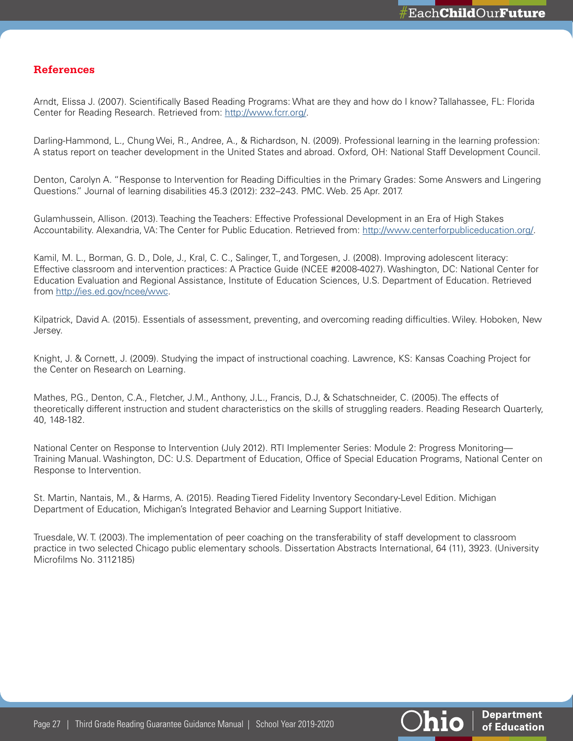## References

Arndt, Elissa J. (2007). Scientifically Based Reading Programs: What are they and how do I know? Tallahassee, FL: Florida Center for Reading Research. Retrieved from: http://www.fcrr.org/.

Darling-Hammond, L., Chung Wei, R., Andree, A., & Richardson, N. (2009). Professional learning in the learning profession: A status report on teacher development in the United States and abroad. Oxford, OH: National Staff Development Council.

Denton, Carolyn A. "Response to Intervention for Reading Difficulties in the Primary Grades: Some Answers and Lingering Questions." Journal of learning disabilities 45.3 (2012): 232–243. PMC. Web. 25 Apr. 2017.

Gulamhussein, Allison. (2013). Teaching the Teachers: Effective Professional Development in an Era of High Stakes Accountability. Alexandria, VA: The Center for Public Education. Retrieved from: http://www.centerforpubliceducation.org/.

Kamil, M. L., Borman, G. D., Dole, J., Kral, C. C., Salinger, T., and Torgesen, J. (2008). Improving adolescent literacy: Effective classroom and intervention practices: A Practice Guide (NCEE #2008-4027). Washington, DC: National Center for Education Evaluation and Regional Assistance, Institute of Education Sciences, U.S. Department of Education. Retrieved from http://ies.ed.gov/ncee/wwc.

Kilpatrick, David A. (2015). Essentials of assessment, preventing, and overcoming reading difficulties. Wiley. Hoboken, New Jersey.

Knight, J. & Cornett, J. (2009). Studying the impact of instructional coaching. Lawrence, KS: Kansas Coaching Project for the Center on Research on Learning.

Mathes, P.G., Denton, C.A., Fletcher, J.M., Anthony, J.L., Francis, D.J, & Schatschneider, C. (2005). The effects of theoretically different instruction and student characteristics on the skills of struggling readers. Reading Research Quarterly, 40, 148-182.

National Center on Response to Intervention (July 2012). RTI Implementer Series: Module 2: Progress Monitoring—Training Manual. Washington, DC: U.S. Department of Education, Office of Special Education Programs, National Center on Response to Intervention.

St. Martin, Nantais, M., & Harms, A. (2015). Reading Tiered Fidelity Inventory Secondary-Level Edition. Michigan Department of Education, Michigan's Integrated Behavior and Learning Support Initiative.

Truesdale, W. T. (2003). The implementation of peer coaching on the transferability of staff development to classroom practice in two selected Chicago public elementary schools. Dissertation Abstracts International, 64 (11), 3923. (University Microfilms No. 3112185)